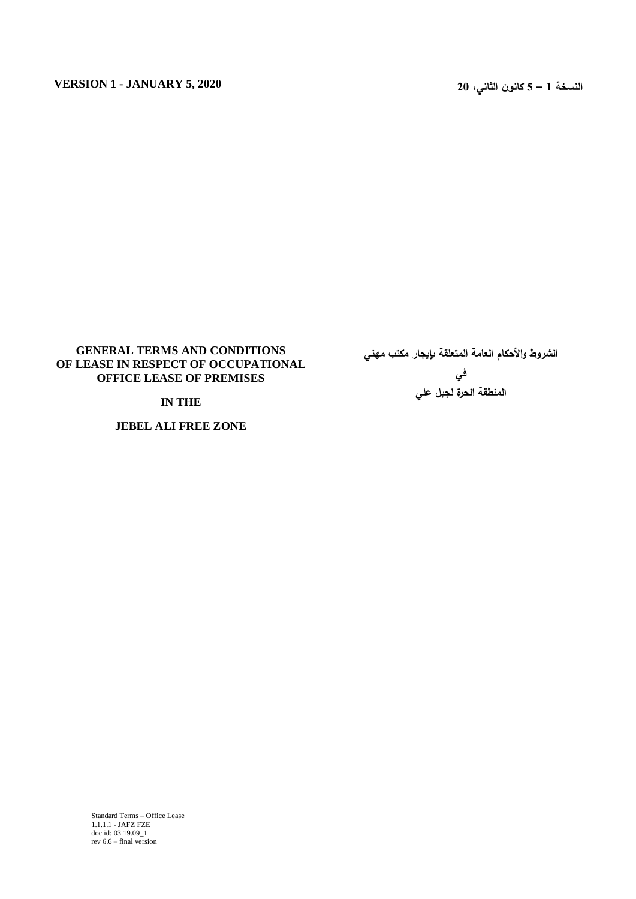**VERSION 1 - JANUARY 5, 2020**

**النسخة 1 – 5 كانون الثاني، 20**

# GENERAL TERMS AND CONDITIONS OF LEASE IN RESPECT OF OCCUPATIONAL OFFICE LEASE OF PREMISES

## IN THE

## JEBEL ALI FREE ZONE

# الشروط والأحكام العامة المتعلقة بإيجار مكتب مهني

## في

## المنطقة الحرة لجبل علي

Standard Terms – Office Lease
1.1.1.1 - JAFZ FZE
doc id: 03.19.09_1
rev 6.6 – final version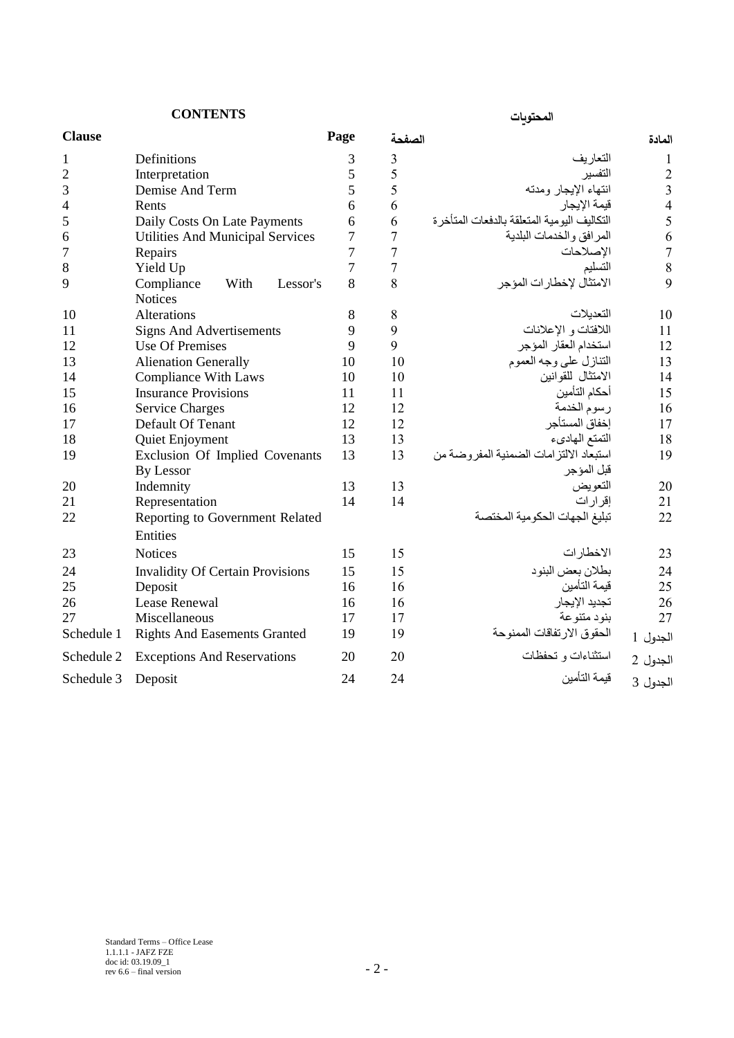**CONTENTS** | **المحتويات**

| Clause | | Page | الصفحة | | المادة |
|---|---|---|---|---|---|
| 1 | Definitions | 3 | 3 | التعاريف | 1 |
| 2 | Interpretation | 5 | 5 | التفسير | 2 |
| 3 | Demise And Term | 5 | 5 | انتهاء الإيجار ومدته | 3 |
| 4 | Rents | 6 | 6 | قيمة الإيجار | 4 |
| 5 | Daily Costs On Late Payments | 6 | 6 | التكاليف اليومية المتعلقة بالدفعات المتأخرة | 5 |
| 6 | Utilities And Municipal Services | 7 | 7 | المرافق والخدمات البلدية | 6 |
| 7 | Repairs | 7 | 7 | الإصلاحات | 7 |
| 8 | Yield Up | 7 | 7 | التسليم | 8 |
| 9 | Compliance With Lessor's Notices | 8 | 8 | الامتثال لإخطارات المؤجر | 9 |
| 10 | Alterations | 8 | 8 | التعديلات | 10 |
| 11 | Signs And Advertisements | 9 | 9 | اللافتات و الإعلانات | 11 |
| 12 | Use Of Premises | 9 | 9 | استخدام العقار المؤجر | 12 |
| 13 | Alienation Generally | 10 | 10 | التنازل على وجه العموم | 13 |
| 14 | Compliance With Laws | 10 | 10 | الامتثال للقوانين | 14 |
| 15 | Insurance Provisions | 11 | 11 | أحكام التأمين | 15 |
| 16 | Service Charges | 12 | 12 | رسوم الخدمة | 16 |
| 17 | Default Of Tenant | 12 | 12 | إخفاق المستأجر | 17 |
| 18 | Quiet Enjoyment | 13 | 13 | التمتع الهادىء | 18 |
| 19 | Exclusion Of Implied Covenants By Lessor | 13 | 13 | استبعاد الالتزامات الضمنية المفروضة من قبل المؤجر | 19 |
| 20 | Indemnity | 13 | 13 | التعويض | 20 |
| 21 | Representation | 14 | 14 | إقرارات | 21 |
| 22 | Reporting to Government Related Entities | | | تبليغ الجهات الحكومية المختصة | 22 |
| 23 | Notices | 15 | 15 | الاخطارات | 23 |
| 24 | Invalidity Of Certain Provisions | 15 | 15 | بطلان بعض البنود | 24 |
| 25 | Deposit | 16 | 16 | قيمة التأمين | 25 |
| 26 | Lease Renewal | 16 | 16 | تجديد الإيجار | 26 |
| 27 | Miscellaneous | 17 | 17 | بنود متنوعة | 27 |
| Schedule 1 | Rights And Easements Granted | 19 | 19 | الحقوق الارتفاقات الممنوحة | الجدول 1 |
| Schedule 2 | Exceptions And Reservations | 20 | 20 | استثناءات و تحفظات | الجدول 2 |
| Schedule 3 | Deposit | 24 | 24 | قيمة التأمين | الجدول 3 |

Standard Terms – Office Lease
1.1.1.1 - JAFZ FZE
doc id: 03.19.09_1
rev 6.6 – final version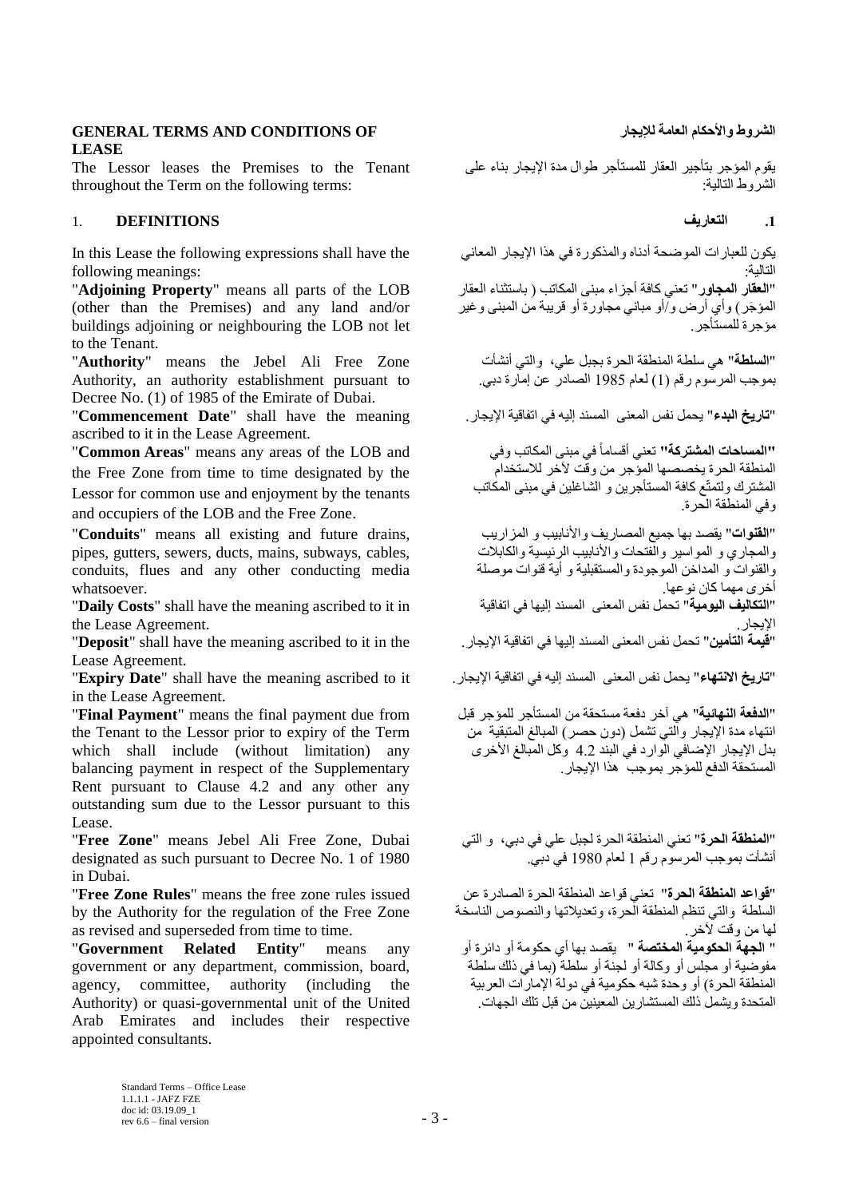## GENERAL TERMS AND CONDITIONS OF LEASE

## الشروط والأحكام العامة للإيجار

The Lessor leases the Premises to the Tenant throughout the Term on the following terms:

يقوم المؤجر بتأجير العقار للمستأجر طوال مدة الإيجار بناء على الشروط التالية:

### 1. DEFINITIONS

### 1. التعاريف

In this Lease the following expressions shall have the following meanings:

يكون للعبارات الموضحة أدناه والمذكورة في هذا الإيجار المعاني التالية:

"**Adjoining Property**" means all parts of the LOB (other than the Premises) and any land and/or buildings adjoining or neighbouring the LOB not let to the Tenant.

"**العقار المجاور**" تعني كافة أجزاء مبنى المكاتب ( باستثناء العقار المؤجَر) وأي أرض و/أو مباني مجاورة أو قريبة من المبنى وغير مؤجرة للمستأجر.

"**Authority**" means the Jebel Ali Free Zone Authority, an authority establishment pursuant to Decree No. (1) of 1985 of the Emirate of Dubai.

"**السلطة**" هي سلطة المنطقة الحرة بجبل علي، والتي أنشأت بموجب المرسوم رقم (1) لعام 1985 الصادر عن إمارة دبي.

"**Commencement Date**" shall have the meaning ascribed to it in the Lease Agreement.

"**تاريخ البدء**" يحمل نفس المعنى المسند إليه في اتفاقية الإيجار.

"**Common Areas**" means any areas of the LOB and the Free Zone from time to time designated by the Lessor for common use and enjoyment by the tenants and occupiers of the LOB and the Free Zone.

"**المساحات المشتركة**" تعني أقساماً في مبنى المكاتب وفي المنطقة الحرة يخصصها المؤجر من وقت لآخر للاستخدام المشترك ولتمتّع كافة المستأجرين و الشاغلين في مبنى المكاتب وفي المنطقة الحرة.

"**Conduits**" means all existing and future drains, pipes, gutters, sewers, ducts, mains, subways, cables, conduits, flues and any other conducting media whatsoever.

"**القنوات**" يقصد بها جميع المصاريف والأنابيب و المزاريب والمجاري و المواسير والفتحات والأنابيب الرئيسية والكابلات والقنوات و المداخن الموجودة والمستقبلية و أية قنوات موصلة أخرى مهما كان نوعها.

"**Daily Costs**" shall have the meaning ascribed to it in the Lease Agreement.

"**التكاليف اليومية**" تحمل نفس المعنى المسند إليها في اتفاقية الإيجار.

"**Deposit**" shall have the meaning ascribed to it in the Lease Agreement.

"**قيمة التأمين**" تحمل نفس المعنى المسند إليها في اتفاقية الإيجار.

"**Expiry Date**" shall have the meaning ascribed to it in the Lease Agreement.

"**تاريخ الانتهاء**" يحمل نفس المعنى المسند إليه في اتفاقية الإيجار.

"**Final Payment**" means the final payment due from the Tenant to the Lessor prior to expiry of the Term which shall include (without limitation) any balancing payment in respect of the Supplementary Rent pursuant to Clause 4.2 and any other any outstanding sum due to the Lessor pursuant to this Lease.

"**الدفعة النهائية**" هي آخر دفعة مستحقة من المستأجر للمؤجر قبل انتهاء مدة الإيجار والتي تشمل (دون حصر) المبالغ المتبقية من بدل الإيجار الإضافي الوارد في البند 4.2 وكل المبالغ الأخرى المستحقة الدفع للمؤجر بموجب هذا الإيجار.

"**Free Zone**" means Jebel Ali Free Zone, Dubai designated as such pursuant to Decree No. 1 of 1980 in Dubai.

"**المنطقة الحرة**" تعني المنطقة الحرة لجبل علي في دبي، و التي أنشأت بموجب المرسوم رقم 1 لعام 1980 في دبي.

"**Free Zone Rules**" means the free zone rules issued by the Authority for the regulation of the Free Zone as revised and superseded from time to time.

"**قواعد المنطقة الحرة**" تعني قواعد المنطقة الحرة الصادرة عن السلطة والتي تنظم المنطقة الحرة، وتعديلاتها والنصوص الناسخة لها من وقت لآخر.

"**Government Related Entity**" means any government or any department, commission, board, agency, committee, authority (including the Authority) or quasi-governmental unit of the United Arab Emirates and includes their respective appointed consultants.

"**الجهة الحكومية المختصة**" يقصد بها أي حكومة أو دائرة أو مفوضية أو مجلس أو وكالة أو لجنة أو سلطة (بما في ذلك سلطة المنطقة الحرة) أو وحدة شبه حكومية في دولة الإمارات العربية المتحدة ويشمل ذلك المستشارين المعينين من قبل تلك الجهات.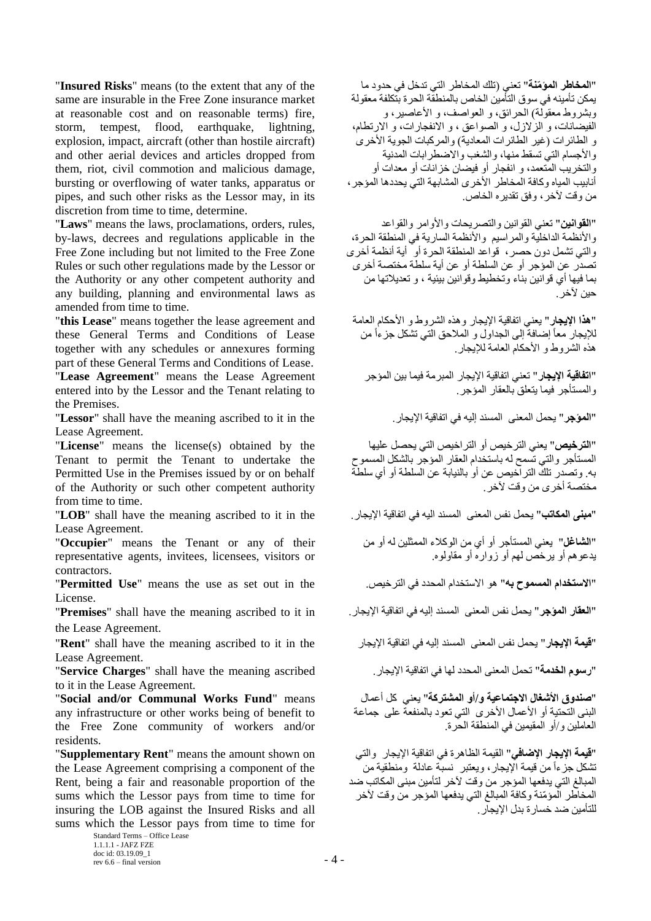"**Insured Risks**" means (to the extent that any of the same are insurable in the Free Zone insurance market at reasonable cost and on reasonable terms) fire, storm, tempest, flood, earthquake, lightning, explosion, impact, aircraft (other than hostile aircraft) and other aerial devices and articles dropped from them, riot, civil commotion and malicious damage, bursting or overflowing of water tanks, apparatus or pipes, and such other risks as the Lessor may, in its discretion from time to time, determine.

"**المخاطر المؤمّنة**" تعني (تلك المخاطر التي تدخل في حدود ما يمكن تأمينه في سوق التأمين الخاص بالمنطقة الحرة بتكلفة معقولة وبشروط معقولة) الحرائق، و العواصف، و الأعاصير، و الفيضانات، و الزلازل، و الصواعق ، و الانفجارات، و الارتطام، و الطائرات (غير الطائرات المعادية) والمركبات الجوية الأخرى والأجسام التي تسقط منها، والشغب والاضطرابات المدنية والتخريب المتعمد، و انفجار أو فيضان خزانات أو معدات أو أنابيب المياه وكافة المخاطر الأخرى المشابهة التي يحددها المؤجر، من وقت لآخر، وفق تقديره الخاص.

"**Laws**" means the laws, proclamations, orders, rules, by-laws, decrees and regulations applicable in the Free Zone including but not limited to the Free Zone Rules or such other regulations made by the Lessor or the Authority or any other competent authority and any building, planning and environmental laws as amended from time to time.

"**القوانين**" تعني القوانين والتصريحات والأوامر والقواعد والأنظمة الداخلية والمراسيم والأنظمة السارية في المنطقة الحرة، والتي تشمل دون حصر، قواعد المنطقة الحرة أو أية أنظمة أخرى تصدر عن المؤجر أو عن السلطة أو عن أية سلطة مختصة أخرى بما فيها أي قوانين بناء وتخطيط وقوانين بيئية ، و تعديلاتها من حين لآخر.

"**this Lease**" means together the lease agreement and these General Terms and Conditions of Lease together with any schedules or annexures forming part of these General Terms and Conditions of Lease.

"**هذا الإيجار**" يعني اتفاقية الإيجار وهذه الشروط و الأحكام العامة للإيجار معاً إضافة إلى الجداول و الملاحق التي تشكل جزءاً من هذه الشروط و الأحكام العامة للإيجار.

"**Lease Agreement**" means the Lease Agreement entered into by the Lessor and the Tenant relating to the Premises.

"**اتفاقية الإيجار**" تعني اتفاقية الإيجار المبرمة فيما بين المؤجر والمستأجر فيما يتعلق بالعقار المؤجر.

"**Lessor**" shall have the meaning ascribed to it in the Lease Agreement.

"**المؤجر**" يحمل المعنى المسند إليه في اتفاقية الإيجار.

"**License**" means the license(s) obtained by the Tenant to permit the Tenant to undertake the Permitted Use in the Premises issued by or on behalf of the Authority or such other competent authority from time to time.

"**الترخيص**" يعني الترخيص أو التراخيص التي يحصل عليها المستأجر والتي تسمح له باستخدام العقار المؤجر بالشكل المسموح به. وتصدر تلك التراخيص عن أو بالنيابة عن السلطة أو أي سلطة مختصة أخرى من وقت لآخر.

"**LOB**" shall have the meaning ascribed to it in the Lease Agreement.

"**مبنى المكاتب**" يحمل نفس المعنى المسند اليه في اتفاقية الإيجار.

"**Occupier**" means the Tenant or any of their representative agents, invitees, licensees, visitors or contractors.

"**الشاغل**" يعني المستأجر أو أي من الوكلاء الممثلين له أو من يدعوهم أو يرخص لهم أو زواره أو مقاوليه.

"**Permitted Use**" means the use as set out in the License.

"**الاستخدام المسموح به**" هو الاستخدام المحدد في الترخيص.

"**Premises**" shall have the meaning ascribed to it in the Lease Agreement.

"**العقار المؤجر**" يحمل نفس المعنى المسند إليه في اتفاقية الإيجار.

"**Rent**" shall have the meaning ascribed to it in the Lease Agreement.

"**قيمة الإيجار**" يحمل نفس المعنى المسند إليه في اتفاقية الإيجار

"**Service Charges**" shall have the meaning ascribed to it in the Lease Agreement.

"**رسوم الخدمة**" تحمل المعنى المحدد لها في اتفاقية الإيجار.

"**Social and/or Communal Works Fund**" means any infrastructure or other works being of benefit to the Free Zone community of workers and/or residents.

"**صندوق الأشغال الاجتماعية و/أو المشتركة**" يعني كل أعمال البنى التحتية أو الأعمال الأخرى التي تعود بالمنفعة على جماعة العاملين و/أو المقيمين في المنطقة الحرة.

"**Supplementary Rent**" means the amount shown on the Lease Agreement comprising a component of the Rent, being a fair and reasonable proportion of the sums which the Lessor pays from time to time for insuring the LOB against the Insured Risks and all sums which the Lessor pays from time to time for

"**قيمة الإيجار الإضافي**" القيمة الظاهرة في اتفاقية الإيجار والتي تشكل جزءاً من قيمة الإيجار، ويعتبر نسبة عادلة ومنطقية من المبالغ التي يدفعها المؤجر من وقت لآخر لتأمين مبنى المكاتب ضد المخاطر المؤمّنة وكافة المبالغ التي يدفعها المؤجر من وقت لآخر للتأمين ضد خسارة بدل الإيجار.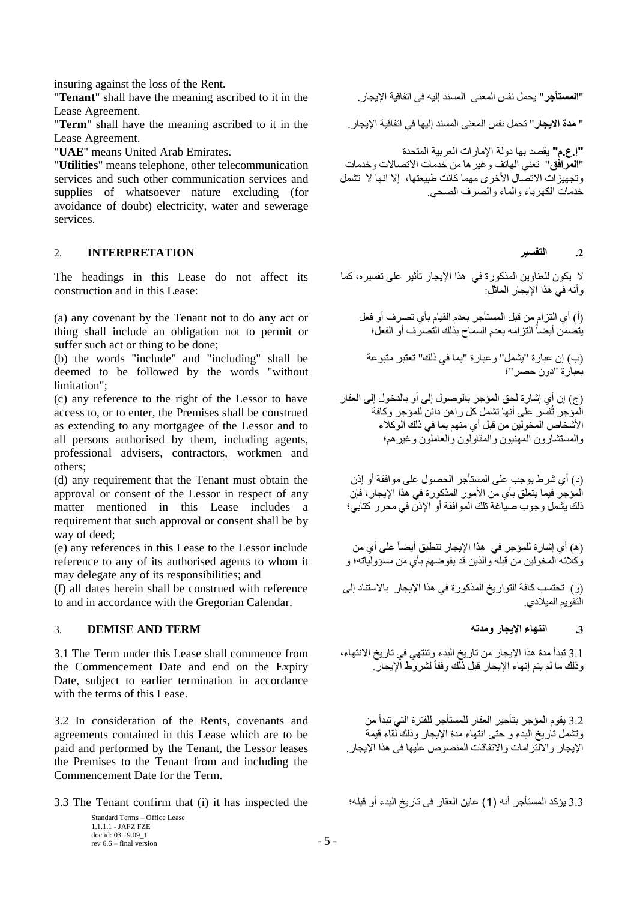insuring against the loss of the Rent.

"**Tenant**" shall have the meaning ascribed to it in the Lease Agreement.

"**المستأجر**" يحمل نفس المعنى المسند إليه في اتفاقية الإيجار.

"**Term**" shall have the meaning ascribed to it in the Lease Agreement.

" **مدة الايجار**" تحمل نفس المعنى المسند إليها في اتفاقية الإيجار.

"**UAE**" means United Arab Emirates.

"**إ.ع.م**" يقصد بها دولة الإمارات العربية المتحدة

"**Utilities**" means telephone, other telecommunication services and such other communication services and supplies of whatsoever nature excluding (for avoidance of doubt) electricity, water and sewerage services.

"**المرافق**" تعني الهاتف وغيرها من خدمات الاتصالات وخدمات وتجهيزات الاتصال الأخرى مهما كانت طبيعتها، إلا انها لا تشمل خدمات الكهرباء والماء والصرف الصحي.

## 2. INTERPRETATION

## .2 التفسير

The headings in this Lease do not affect its construction and in this Lease:

لا يكون للعناوين المذكورة في هذا الإيجار تأثير على تفسيره، كما وأنه في هذا الإيجار الماثل:

(a) any covenant by the Tenant not to do any act or thing shall include an obligation not to permit or suffer such act or thing to be done;

(أ) أي التزام من قبل المستأجر بعدم القيام بأي تصرف أو فعل يتضمن أيضاً التزامه بعدم السماح بذلك التصرف أو الفعل؛

(b) the words "include" and "including" shall be deemed to be followed by the words "without limitation";

(ب) إن عبارة "يشمل" وعبارة "بما في ذلك" تعتبر متبوعة بعبارة "دون حصر"؛

(c) any reference to the right of the Lessor to have access to, or to enter, the Premises shall be construed as extending to any mortgagee of the Lessor and to all persons authorised by them, including agents, professional advisers, contractors, workmen and others;

(ج) إن أي إشارة لحق المؤجر بالوصول إلى أو بالدخول إلى العقار المؤجر تُفسر على أنها تشمل كل راهن دائن للمؤجر وكافة الأشخاص المخولين من قبل أي منهم بما في ذلك الوكلاء والمستشارون المهنيون والمقاولون والعاملون وغيرهم؛

(d) any requirement that the Tenant must obtain the approval or consent of the Lessor in respect of any matter mentioned in this Lease includes a requirement that such approval or consent shall be by way of deed;

(د) أي شرط يوجب على المستأجر الحصول على موافقة أو إذن المؤجر فيما يتعلق بأي من الأمور المذكورة في هذا الإيجار، فإن ذلك يشمل وجوب صياغة تلك الموافقة أو الإذن في محرر كتابي؛

(e) any references in this Lease to the Lessor include reference to any of its authorised agents to whom it may delegate any of its responsibilities; and

(هـ) أي إشارة للمؤجر في هذا الإيجار تنطبق أيضاً على أي من وكلائه المخولين من قبله والذين قد يفوضهم بأي من مسؤولياته؛ و

(f) all dates herein shall be construed with reference to and in accordance with the Gregorian Calendar.

(و) تحتسب كافة التواريخ المذكورة في هذا الإيجار بالاستناد إلى التقويم الميلادي.

## 3. DEMISE AND TERM

## .3 انتهاء الإيجار ومدته

3.1 The Term under this Lease shall commence from the Commencement Date and end on the Expiry Date, subject to earlier termination in accordance with the terms of this Lease.

3.1 تبدأ مدة هذا الإيجار من تاريخ البدء وتنتهي في تاريخ الانتهاء، وذلك ما لم يتم إنهاء الإيجار قبل ذلك وفقاً لشروط الإيجار.

3.2 In consideration of the Rents, covenants and agreements contained in this Lease which are to be paid and performed by the Tenant, the Lessor leases the Premises to the Tenant from and including the Commencement Date for the Term.

3.2 يقوم المؤجر بتأجير العقار للمستأجر للفترة التي تبدأ من وتشمل تاريخ البدء و حتى انتهاء مدة الإيجار وذلك لقاء قيمة الإيجار والالتزامات والاتفاقات المنصوص عليها في هذا الإيجار.

3.3 The Tenant confirm that (i) it has inspected the

3.3 يؤكد المستأجر أنه (1) عاين العقار في تاريخ البدء أو قبله؛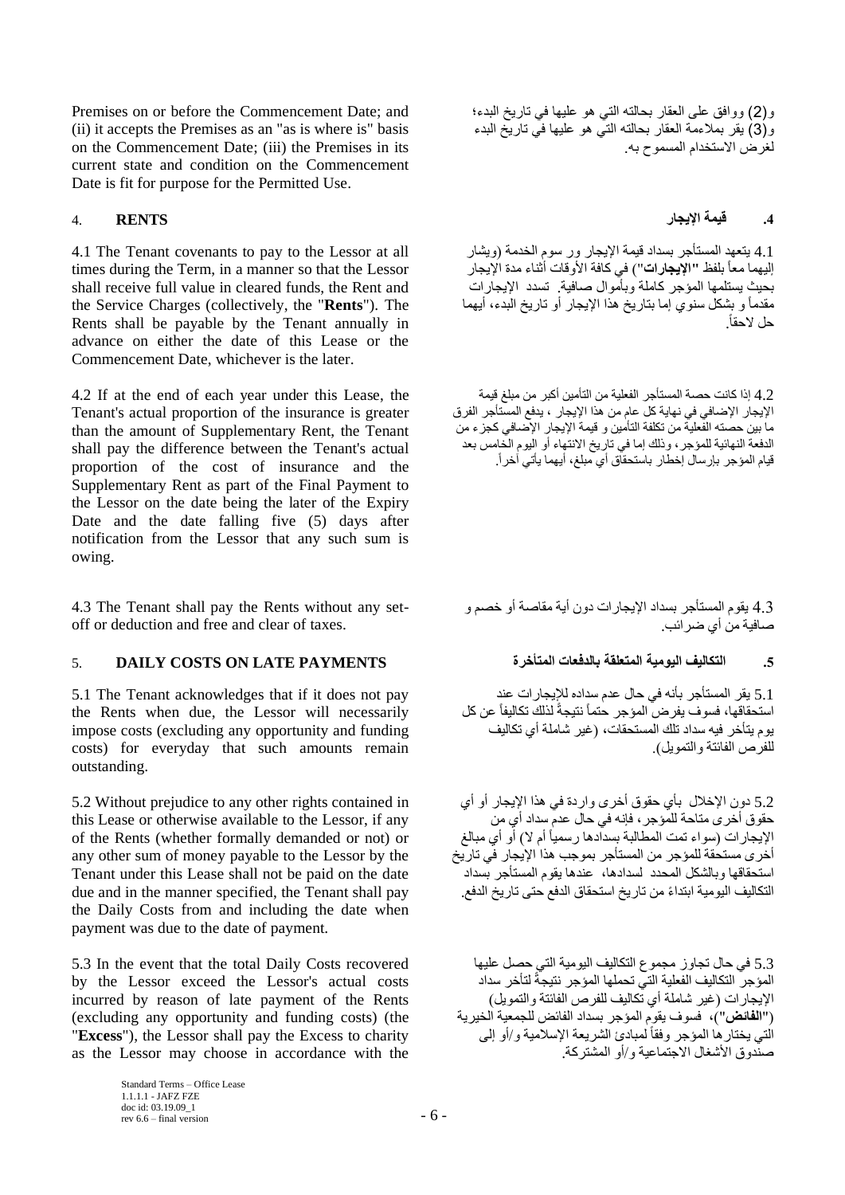Premises on or before the Commencement Date; and (ii) it accepts the Premises as an "as is where is" basis on the Commencement Date; (iii) the Premises in its current state and condition on the Commencement Date is fit for purpose for the Permitted Use.

و(2) ووافق على العقار بحالته التي هو عليها في تاريخ البدء؛ و(3) يقر بملاءمة العقار بحالته التي هو عليها في تاريخ البدء لغرض الاستخدام المسموح به.

## 4. RENTS

## 4. قيمة الإيجار

4.1 The Tenant covenants to pay to the Lessor at all times during the Term, in a manner so that the Lessor shall receive full value in cleared funds, the Rent and the Service Charges (collectively, the "**Rents**"). The Rents shall be payable by the Tenant annually in advance on either the date of this Lease or the Commencement Date, whichever is the later.

4.1 يتعهد المستأجر بسداد قيمة الإيجار ور سوم الخدمة (ويشار إليهما معاً بلفظ "**الإيجارات**") في كافة الأوقات أثناء مدة الإيجار بحيث يستلمها المؤجر كاملة وبأموال صافية. تسدد الإيجارات مقدماً و بشكل سنوي إما بتاريخ هذا الإيجار أو تاريخ البدء، أيهما حل لاحقاً.

4.2 If at the end of each year under this Lease, the Tenant's actual proportion of the insurance is greater than the amount of Supplementary Rent, the Tenant shall pay the difference between the Tenant's actual proportion of the cost of insurance and the Supplementary Rent as part of the Final Payment to the Lessor on the date being the later of the Expiry Date and the date falling five (5) days after notification from the Lessor that any such sum is owing.

4.2 إذا كانت حصة المستأجر الفعلية من التأمين أكبر من مبلغ قيمة الإيجار الإضافي في نهاية كل عام من هذا الإيجار ، يدفع المستأجر الفرق ما بين حصته الفعلية من تكلفة التأمين و قيمة الإيجار الإضافي كجزء من الدفعة النهائية للمؤجر، وذلك إما في تاريخ الانتهاء أو اليوم الخامس بعد قيام المؤجر بإرسال إخطار باستحقاق أي مبلغ، أيهما يأتي آخراً.

4.3 The Tenant shall pay the Rents without any set-off or deduction and free and clear of taxes.

4.3 يقوم المستأجر بسداد الإيجارات دون أية مقاصة أو خصم و صافية من أي ضرائب.

## 5. DAILY COSTS ON LATE PAYMENTS

## 5. التكاليف اليومية المتعلقة بالدفعات المتأخرة

5.1 The Tenant acknowledges that if it does not pay the Rents when due, the Lessor will necessarily impose costs (excluding any opportunity and funding costs) for everyday that such amounts remain outstanding.

5.1 يقر المستأجر بأنه في حال عدم سداده للإيجارات عند استحقاقها، فسوف يفرض المؤجر حتماً نتيجةً لذلك تكاليفاً عن كل يوم يتأخر فيه سداد تلك المستحقات، (غير شاملة أي تكاليف للفرص الفائتة والتمويل).

5.2 Without prejudice to any other rights contained in this Lease or otherwise available to the Lessor, if any of the Rents (whether formally demanded or not) or any other sum of money payable to the Lessor by the Tenant under this Lease shall not be paid on the date due and in the manner specified, the Tenant shall pay the Daily Costs from and including the date when payment was due to the date of payment.

5.2 دون الإخلال بأي حقوق أخرى واردة في هذا الإيجار أو أي حقوق أخرى متاحة للمؤجر، فإنه في حال عدم سداد أي من الإيجارات (سواء تمت المطالبة بسدادها رسمياً أم لا) أو أي مبالغ أخرى مستحقة للمؤجر من المستأجر بموجب هذا الإيجار في تاريخ استحقاقها وبالشكل المحدد لسدادها، عندها يقوم المستأجر بسداد التكاليف اليومية ابتداءً من تاريخ استحقاق الدفع حتى تاريخ الدفع.

5.3 In the event that the total Daily Costs recovered by the Lessor exceed the Lessor's actual costs incurred by reason of late payment of the Rents (excluding any opportunity and funding costs) (the "**Excess**"), the Lessor shall pay the Excess to charity as the Lessor may choose in accordance with the

5.3 في حال تجاوز مجموع التكاليف اليومية التي حصل عليها المؤجر التكاليف الفعلية التي تحملها المؤجر نتيجةً لتأخر سداد الإيجارات (غير شاملة أي تكاليف للفرص الفائتة والتمويل) ("**الفائض**")، فسوف يقوم المؤجر بسداد الفائض للجمعية الخيرية التي يختارها المؤجر وفقاً لمبادئ الشريعة الإسلامية و/أو إلى صندوق الأشغال الاجتماعية و/أو المشتركة.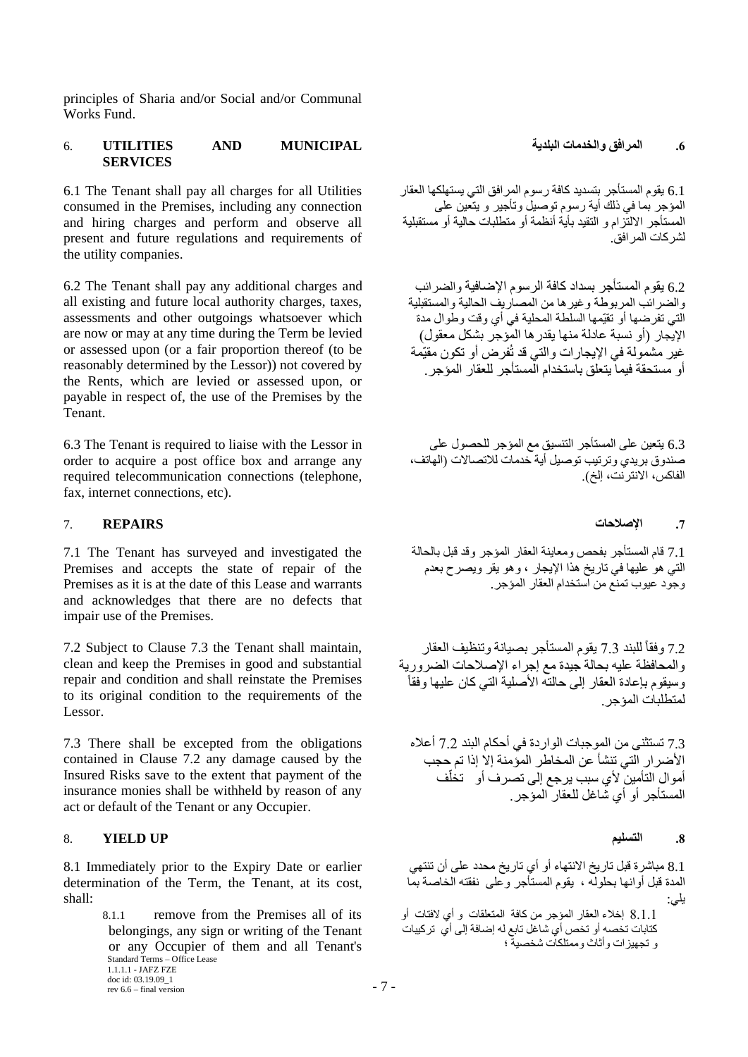principles of Sharia and/or Social and/or Communal Works Fund.

## 6. UTILITIES AND MUNICIPAL SERVICES

## .6 المرافق والخدمات البلدية

6.1 The Tenant shall pay all charges for all Utilities consumed in the Premises, including any connection and hiring charges and perform and observe all present and future regulations and requirements of the utility companies.

6.1 يقوم المستأجر بتسديد كافة رسوم المرافق التي يستهلكها العقار المؤجر بما في ذلك أية رسوم توصيل وتأجير و يتعين على المستأجر الالتزام و التقيد بأية أنظمة أو متطلبات حالية أو مستقبلية لشركات المرافق.

6.2 The Tenant shall pay any additional charges and all existing and future local authority charges, taxes, assessments and other outgoings whatsoever which are now or may at any time during the Term be levied or assessed upon (or a fair proportion thereof (to be reasonably determined by the Lessor)) not covered by the Rents, which are levied or assessed upon, or payable in respect of, the use of the Premises by the Tenant.

6.2 يقوم المستأجر بسداد كافة الرسوم الإضافية والضرائب والضرائب المربوطة وغيرها من المصاريف الحالية والمستقبلية التي تفرضها أو تقيّمها السلطة المحلية في أي وقت وطوال مدة الإيجار (أو نسبة عادلة منها يقدرها المؤجر بشكل معقول) غير مشمولة في الإيجارات والتي قد تُفرض أو تكون مقيّمة أو مستحقة فيما يتعلق باستخدام المستأجر للعقار المؤجر.

6.3 The Tenant is required to liaise with the Lessor in order to acquire a post office box and arrange any required telecommunication connections (telephone, fax, internet connections, etc).

6.3 يتعين على المستأجر التنسيق مع المؤجر للحصول على صندوق بريدي وترتيب توصيل أية خدمات للاتصالات (الهاتف، الفاكس، الانترنت، الخ).

## 7. REPAIRS

## .7 الإصلاحات

7.1 The Tenant has surveyed and investigated the Premises and accepts the state of repair of the Premises as it is at the date of this Lease and warrants and acknowledges that there are no defects that impair use of the Premises.

7.1 قام المستأجر بفحص ومعاينة العقار المؤجر وقد قبل بالحالة التي هو عليها في تاريخ هذا الإيجار ، وهو يقر ويصرح بعدم وجود عيوب تمنع من استخدام العقار المؤجر.

7.2 Subject to Clause 7.3 the Tenant shall maintain, clean and keep the Premises in good and substantial repair and condition and shall reinstate the Premises to its original condition to the requirements of the Lessor.

7.2 وفقاً للبند 7.3 يقوم المستأجر بصيانة وتنظيف العقار والمحافظة عليه بحالة جيدة مع إجراء الإصلاحات الضرورية وسيقوم بإعادة العقار إلى حالته الأصلية التي كان عليها وفقاً لمتطلبات المؤجر.

7.3 There shall be excepted from the obligations contained in Clause 7.2 any damage caused by the Insured Risks save to the extent that payment of the insurance monies shall be withheld by reason of any act or default of the Tenant or any Occupier.

7.3 تستثنى من الموجبات الواردة في أحكام البند 7.2 أعلاه الأضرار التي تنشأ عن المخاطر المؤمنة إلا إذا تم حجب أموال التأمين لأي سبب يرجع إلى تصرف أو تخلّف المستأجر أو أي شاغل للعقار المؤجر.

## 8. YIELD UP

## .8 التسليم

8.1 Immediately prior to the Expiry Date or earlier determination of the Term, the Tenant, at its cost, shall:

8.1 مباشرة قبل تاريخ الانتهاء أو أي تاريخ محدد على أن تنتهي المدة قبل أوانها بحلوله ، يقوم المستأجر وعلى نفقته الخاصة بما يلي:

8.1.1 remove from the Premises all of its belongings, any sign or writing of the Tenant or any Occupier of them and all Tenant's

8.1.1 إخلاء العقار المؤجر من كافة المتعلقات و أي لافتات أو كتابات تخصه أو تخص أي شاغل تابع له إضافة إلى أي تركيبات و تجهيزات وأثاث وممتلكات شخصية ؛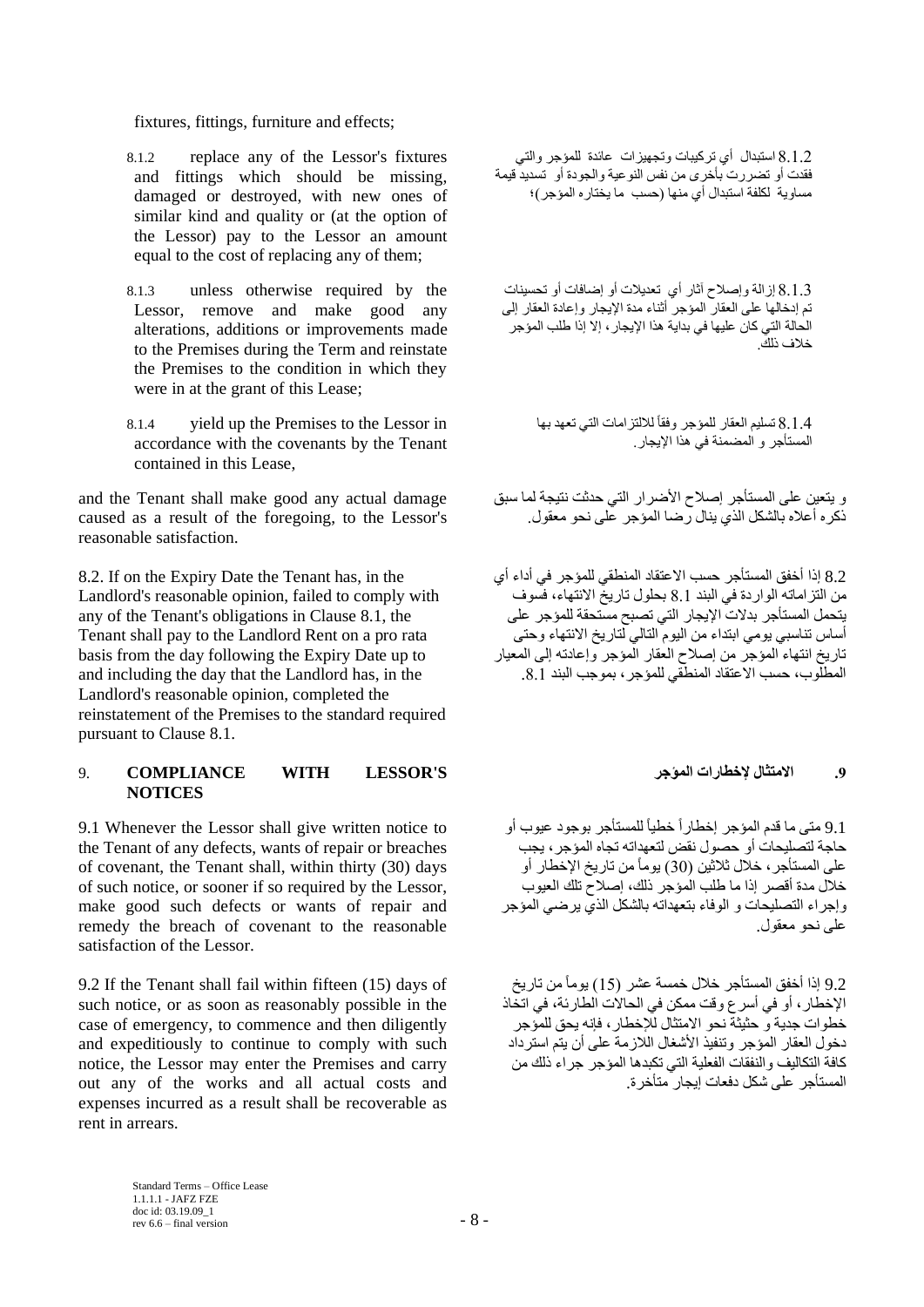fixtures, fittings, furniture and effects;

8.1.2 replace any of the Lessor's fixtures and fittings which should be missing, damaged or destroyed, with new ones of similar kind and quality or (at the option of the Lessor) pay to the Lessor an amount equal to the cost of replacing any of them;

8.1.2 استبدال أي تركيبات وتجهيزات عائدة للمؤجر والتي فقدت أو تضررت بأخرى من نفس النوعية والجودة أو تسديد قيمة مساوية لكلفة استبدال أي منها (حسب ما يختاره المؤجر)؛

8.1.3 unless otherwise required by the Lessor, remove and make good any alterations, additions or improvements made to the Premises during the Term and reinstate the Premises to the condition in which they were in at the grant of this Lease;

8.1.3 إزالة وإصلاح آثار أي تعديلات أو إضافات أو تحسينات تم إدخالها على العقار المؤجر أثناء مدة الإيجار وإعادة العقار إلى الحالة التي كان عليها في بداية هذا الإيجار، إلا إذا طلب المؤجر خلاف ذلك.

8.1.4 yield up the Premises to the Lessor in accordance with the covenants by the Tenant contained in this Lease,

8.1.4 تسليم العقار للمؤجر وفقاً للالتزامات التي تعهد بها المستأجر و المضمنة في هذا الإيجار.

and the Tenant shall make good any actual damage caused as a result of the foregoing, to the Lessor's reasonable satisfaction.

و يتعين على المستأجر إصلاح الأضرار التي حدثت نتيجة لما سبق ذكره أعلاه بالشكل الذي ينال رضا المؤجر على نحو معقول.

8.2. If on the Expiry Date the Tenant has, in the Landlord's reasonable opinion, failed to comply with any of the Tenant's obligations in Clause 8.1, the Tenant shall pay to the Landlord Rent on a pro rata basis from the day following the Expiry Date up to and including the day that the Landlord has, in the Landlord's reasonable opinion, completed the reinstatement of the Premises to the standard required pursuant to Clause 8.1.

8.2 إذا أخفق المستأجر حسب الاعتقاد المنطقي للمؤجر في أداء أي من التزاماته الواردة في البند 8.1 بحلول تاريخ الانتهاء، فسوف يتحمل المستأجر بدلات الإيجار التي تصبح مستحقة للمؤجر على أساس تناسبي يومي ابتداء من اليوم التالي لتاريخ الانتهاء وحتى تاريخ انتهاء المؤجر من إصلاح العقار المؤجر وإعادته إلى المعيار المطلوب، حسب الاعتقاد المنطقي للمؤجر، بموجب البند 8.1.

## 9. COMPLIANCE WITH LESSOR'S NOTICES

## 9. الامتثال لإخطارات المؤجر

9.1 Whenever the Lessor shall give written notice to the Tenant of any defects, wants of repair or breaches of covenant, the Tenant shall, within thirty (30) days of such notice, or sooner if so required by the Lessor, make good such defects or wants of repair and remedy the breach of covenant to the reasonable satisfaction of the Lessor.

9.1 متى ما قدم المؤجر إخطاراً خطياً للمستأجر بوجود عيوب أو حاجة لتصليحات أو حصول نقض لتعهداته تجاه المؤجر، يجب على المستأجر، خلال ثلاثين (30) يوماً من تاريخ الإخطار أو خلال مدة أقصر إذا ما طلب المؤجر ذلك، إصلاح تلك العيوب وإجراء التصليحات و الوفاء بتعهداته بالشكل الذي يرضي المؤجر على نحو معقول.

9.2 If the Tenant shall fail within fifteen (15) days of such notice, or as soon as reasonably possible in the case of emergency, to commence and then diligently and expeditiously to continue to comply with such notice, the Lessor may enter the Premises and carry out any of the works and all actual costs and expenses incurred as a result shall be recoverable as rent in arrears.

9.2 إذا أخفق المستأجر خلال خمسة عشر (15) يوماً من تاريخ الإخطار، أو في أسرع وقت ممكن في الحالات الطارئة، في اتخاذ خطوات جدية و حثيثة نحو الامتثال للإخطار، فإنه يحق للمؤجر دخول العقار المؤجر وتنفيذ الأشغال اللازمة على أن يتم استرداد كافة التكاليف والنفقات الفعلية التي تكبدها المؤجر جراء ذلك من المستأجر على شكل دفعات إيجار متأخرة.

Standard Terms – Office Lease
1.1.1.1 - JAFZ FZE
doc id: 03.19.09_1
rev 6.6 – final version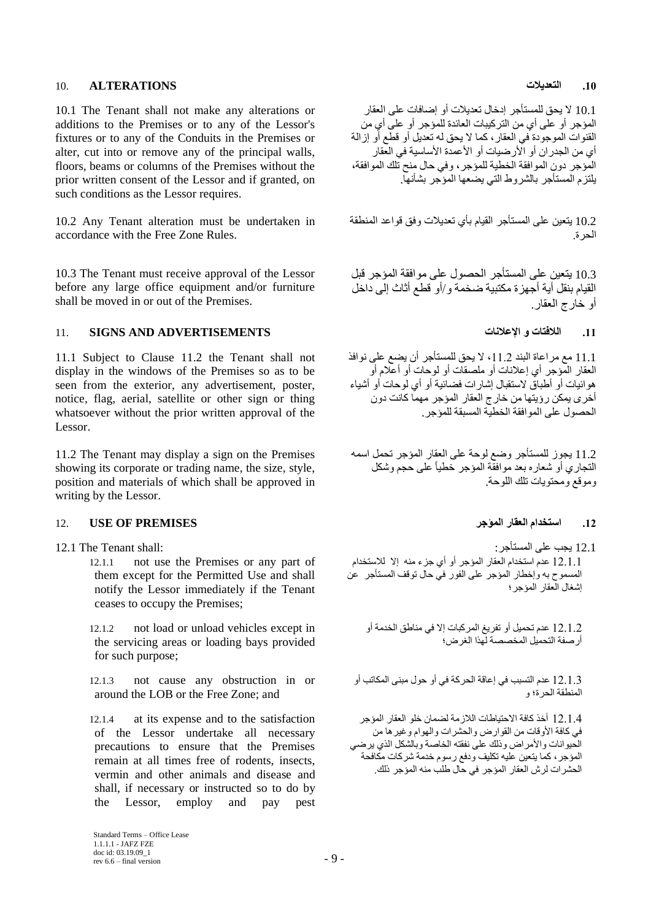## 10. ALTERATIONS

## .10 التعديلات

10.1 The Tenant shall not make any alterations or additions to the Premises or to any of the Lessor's fixtures or to any of the Conduits in the Premises or alter, cut into or remove any of the principal walls, floors, beams or columns of the Premises without the prior written consent of the Lessor and if granted, on such conditions as the Lessor requires.

10.1 لا يحق للمستأجر إدخال تعديلات أو إضافات على العقار المؤجر أو على أي من التركيبات العائدة للمؤجر أو على أي من القنوات الموجودة في العقار، كما لا يحق له تعديل أو قطع أو إزالة أي من الجدران أو الأرضيات أو الأعمدة الأساسية في العقار المؤجر دون الموافقة الخطية للمؤجر، وفي حال منح تلك الموافقة، يلتزم المستأجر بالشروط التي يضعها المؤجر بشأنها.

10.2 Any Tenant alteration must be undertaken in accordance with the Free Zone Rules.

10.2 يتعين على المستأجر القيام بأي تعديلات وفق قواعد المنطقة الحرة.

10.3 The Tenant must receive approval of the Lessor before any large office equipment and/or furniture shall be moved in or out of the Premises.

10.3 يتعين على المستأجر الحصول على موافقة المؤجر قبل القيام بنقل أية أجهزة مكتبية ضخمة و/أو قطع أثاث إلى داخل أو خارج العقار.

## 11. SIGNS AND ADVERTISEMENTS

## .11 اللافتات و الإعلانات

11.1 Subject to Clause 11.2 the Tenant shall not display in the windows of the Premises so as to be seen from the exterior, any advertisement, poster, notice, flag, aerial, satellite or other sign or thing whatsoever without the prior written approval of the Lessor.

11.1 مع مراعاة البند 11.2، لا يحق للمستأجر أن يضع على نوافذ العقار المؤجر أي إعلانات أو ملصقات أو لوحات أو أعلام أو هوائيات أو أطباق لاستقبال إشارات فضائية أو أي لوحات أو أشياء أخرى يمكن رؤيتها من خارج العقار المؤجر مهما كانت دون الحصول على الموافقة الخطية المسبقة للمؤجر.

11.2 The Tenant may display a sign on the Premises showing its corporate or trading name, the size, style, position and materials of which shall be approved in writing by the Lessor.

11.2 يجوز للمستأجر وضع لوحة على العقار المؤجر تحمل اسمه التجاري أو شعاره بعد موافقة المؤجر خطياً على حجم وشكل وموقع ومحتويات تلك اللوحة.

## 12. USE OF PREMISES

## .12 استخدام العقار المؤجر

12.1 The Tenant shall:

12.1 يجب على المستأجر:

12.1.1 not use the Premises or any part of them except for the Permitted Use and shall notify the Lessor immediately if the Tenant ceases to occupy the Premises;

12.1.1 عدم استخدام العقار المؤجر أو أي جزء منه إلا للاستخدام المسموح به وإخطار المؤجر على الفور في حال توقف المستأجر عن إشغال العقار المؤجر؛

12.1.2 not load or unload vehicles except in the servicing areas or loading bays provided for such purpose;

12.1.2 عدم تحميل أو تفريغ المركبات إلا في مناطق الخدمة أو أرصفة التحميل المخصصة لهذا الغرض؛

12.1.3 not cause any obstruction in or around the LOB or the Free Zone; and

12.1.3 عدم التسبب في إعاقة الحركة في أو حول مبنى المكاتب أو المنطقة الحرة؛ و

12.1.4 at its expense and to the satisfaction of the Lessor undertake all necessary precautions to ensure that the Premises remain at all times free of rodents, insects, vermin and other animals and disease and shall, if necessary or instructed so to do by the Lessor, employ and pay pest

12.1.4 أخذ كافة الاحتياطات اللازمة لضمان خلو العقار المؤجر في كافة الأوقات من القوارض والحشرات والهوام وغيرها من الحيوانات والأمراض وذلك على نفقته الخاصة وبالشكل الذي يرضي المؤجر، كما يتعين عليه تكليف ودفع رسوم خدمة شركات مكافحة الحشرات لرش العقار المؤجر في حال طلب منه المؤجر ذلك.

Standard Terms – Office Lease
1.1.1.1 - JAFZ FZE
doc id: 03.19.09_1
rev 6.6 – final version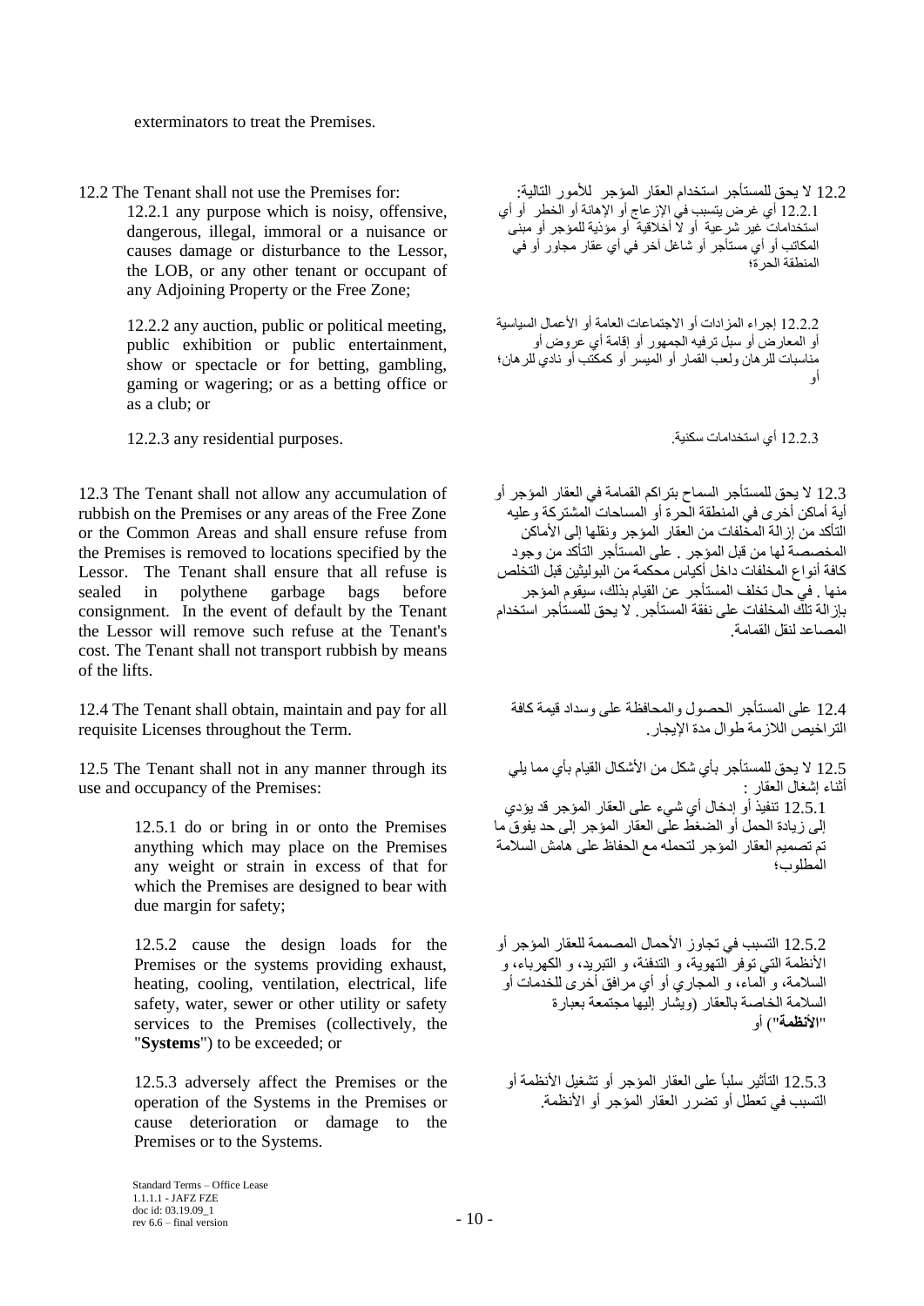exterminators to treat the Premises.

12.2 The Tenant shall not use the Premises for:

12.2.1 any purpose which is noisy, offensive, dangerous, illegal, immoral or a nuisance or causes damage or disturbance to the Lessor, the LOB, or any other tenant or occupant of any Adjoining Property or the Free Zone;

12.2.2 any auction, public or political meeting, public exhibition or public entertainment, show or spectacle or for betting, gambling, gaming or wagering; or as a betting office or as a club; or

12.2.3 any residential purposes.

12.2 لا يحق للمستأجر استخدام العقار المؤجر للأمور التالية:

12.2.1 أي غرض يتسبب في الإزعاج أو الإهانة أو الخطر أو أي استخدامات غير شرعية أو لا أخلاقية أو مؤذية للمؤجر أو مبنى المكاتب أو أي مستأجر أو شاغل آخر في أي عقار مجاور أو في المنطقة الحرة؛

12.2.2 إجراء المزادات أو الاجتماعات العامة أو الأعمال السياسية أو المعارض أو سبل ترفيه الجمهور أو إقامة أي عروض أو مناسبات للرهان ولعب القمار أو الميسر أو كمكتب أو نادي للرهان؛ أو

12.2.3 أي استخدامات سكنية.

12.3 The Tenant shall not allow any accumulation of rubbish on the Premises or any areas of the Free Zone or the Common Areas and shall ensure refuse from the Premises is removed to locations specified by the Lessor. The Tenant shall ensure that all refuse is sealed in polythene garbage bags before consignment. In the event of default by the Tenant the Lessor will remove such refuse at the Tenant's cost. The Tenant shall not transport rubbish by means of the lifts.

12.3 لا يحق للمستأجر السماح بتراكم القمامة في العقار المؤجر أو أية أماكن أخرى في المنطقة الحرة أو المساحات المشتركة وعليه التأكد من إزالة المخلفات من العقار المؤجر ونقلها إلى الأماكن المخصصة لها من قبل المؤجر . على المستأجر التأكد من وجود كافة أنواع المخلفات داخل أكياس محكمة من البوليثين قبل التخلص منها . في حال تخلف المستأجر عن القيام بذلك، سيقوم المؤجر بإزالة تلك المخلفات على نفقة المستأجر. لا يحق للمستأجر استخدام المصاعد لنقل القمامة.

12.4 The Tenant shall obtain, maintain and pay for all requisite Licenses throughout the Term.

12.4 على المستأجر الحصول والمحافظة على وسداد قيمة كافة التراخيص اللازمة طوال مدة الإيجار.

12.5 The Tenant shall not in any manner through its use and occupancy of the Premises:

12.5.1 do or bring in or onto the Premises anything which may place on the Premises any weight or strain in excess of that for which the Premises are designed to bear with due margin for safety;

12.5.2 cause the design loads for the Premises or the systems providing exhaust, heating, cooling, ventilation, electrical, life safety, water, sewer or other utility or safety services to the Premises (collectively, the "**Systems**") to be exceeded; or

12.5.3 adversely affect the Premises or the operation of the Systems in the Premises or cause deterioration or damage to the Premises or to the Systems.

12.5 لا يحق للمستأجر بأي شكل من الأشكال القيام بأي مما يلي أثناء إشغال العقار :

12.5.1 تنفيذ أو إدخال أي شيء على العقار المؤجر قد يؤدي إلى زيادة الحمل أو الضغط على العقار المؤجر إلى حد يفوق ما تم تصميم العقار المؤجر لتحمله مع الحفاظ على هامش السلامة المطلوب؛

12.5.2 التسبب في تجاوز الأحمال المصممة للعقار المؤجر أو الأنظمة التي توفر التهوية، و التدفئة، و التبريد، و الكهرباء، و السلامة، و الماء، و المجاري أو أي مرافق أخرى للخدمات أو السلامة الخاصة بالعقار (ويشار إليها مجتمعة بعبارة "**الأنظمة**") أو

12.5.3 التأثير سلباً على العقار المؤجر أو تشغيل الأنظمة أو التسبب في تعطل أو تضرر العقار المؤجر أو الأنظمة.

Standard Terms – Office Lease
1.1.1.1 - JAFZ FZE
doc id: 03.19.09_1
rev 6.6 – final version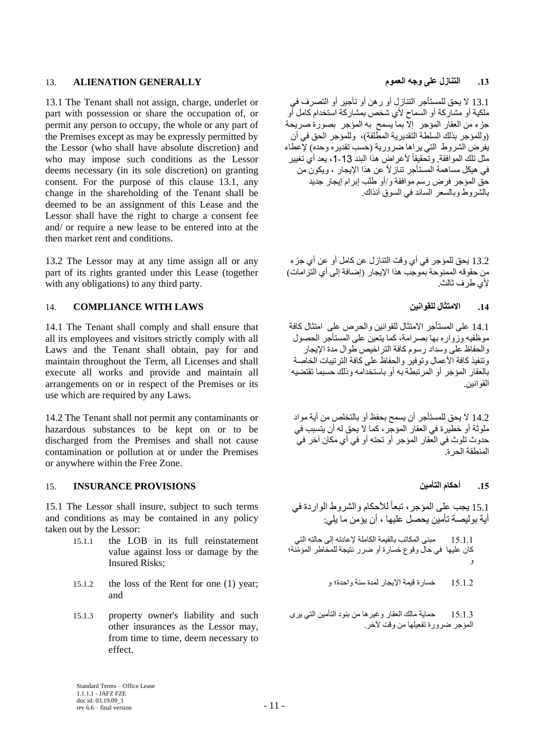## 13. ALIENATION GENERALLY

## .13 التنازل على وجه العموم

13.1 The Tenant shall not assign, charge, underlet or part with possession or share the occupation of, or permit any person to occupy, the whole or any part of the Premises except as may be expressly permitted by the Lessor (who shall have absolute discretion) and who may impose such conditions as the Lessor deems necessary (in its sole discretion) on granting consent. For the purpose of this clause 13.1, any change in the shareholding of the Tenant shall be deemed to be an assignment of this Lease and the Lessor shall have the right to charge a consent fee and/ or require a new lease to be entered into at the then market rent and conditions.

13.1 لا يحق للمستأجر التنازل أو رهن أو تأجير أو التصرف في ملكية أو مشاركة أو السماح لأي شخص بمشاركة استخدام كامل أو جزء من العقار المؤجر إلا بما يسمح به المؤجر بصورة صريحة (وللمؤجر بذلك السلطة التقديرية المطلقة)، وللمؤجر الحق في أن يفرض الشروط التي يراها ضرورية (حسب تقديره وحده) لإعطاء مثل تلك الموافقة. وتحقيقاً لأغراض هذا البند 13-1، يعد أي تغيير في هيكل مساهمة المستأجر تنازلاً عن هذا الإيجار ، ويكون من حق المؤجر فرض رسم موافقة و/أو طلب إبرام إيجار جديد بالشروط وبالسعر السائد في السوق آنذاك.

13.2 The Lessor may at any time assign all or any part of its rights granted under this Lease (together with any obligations) to any third party.

13.2 يحق للمؤجر في أي وقت التنازل عن كامل أو عن أي جزء من حقوقه الممنوحة بموجب هذا الإيجار (إضافة إلى أي التزامات) لأي طرف ثالث.

## 14. COMPLIANCE WITH LAWS

## .14 الامتثال للقوانين

14.1 The Tenant shall comply and shall ensure that all its employees and visitors strictly comply with all Laws and the Tenant shall obtain, pay for and maintain throughout the Term, all Licenses and shall execute all works and provide and maintain all arrangements on or in respect of the Premises or its use which are required by any Laws.

14.1 على المستأجر الامتثال للقوانين والحرص على امتثال كافة موظفيه وزواره بها بصرامة، كما يتعين على المستأجر الحصول والحفاظ على وسداد رسوم كافة التراخيص طوال مدة الإيجار وتنفيذ كافة الأعمال وتوفير والحفاظ على كافة الترتيبات الخاصة بالعقار المؤجر أو المرتبطة به أو باستخدامه وذلك حسبما تقتضيه القوانين.

14.2 The Tenant shall not permit any contaminants or hazardous substances to be kept on or to be discharged from the Premises and shall not cause contamination or pollution at or under the Premises or anywhere within the Free Zone.

14.2 لا يحق للمستأجر أن يسمح بحفظ أو بالتخلص من أية مواد ملوثة أو خطيرة في العقار المؤجر، كما لا يحق له أن يتسبب في حدوث تلوث في العقار المؤجر أو تحته أو في أي مكان آخر في المنطقة الحرة.

## 15. INSURANCE PROVISIONS

## .15 أحكام التأمين

15.1 The Lessor shall insure, subject to such terms and conditions as may be contained in any policy taken out by the Lessor:

15.1 يجب على المؤجر، تبعاً للأحكام والشروط الواردة في أية بوليصة تأمين يحصل عليها ، أن يؤمن ما يلي:

15.1.1 the LOB in its full reinstatement value against loss or damage by the Insured Risks;

15.1.1 مبنى المكاتب بالقيمة الكاملة لإعادته إلى حالته التي كان عليها في حال وقوع خسارة أو ضرر نتيجة للمخاطر المؤمّنة؛ و

15.1.2 the loss of the Rent for one (1) year; and

15.1.2 خسارة قيمة الإيجار لمدة سنة واحدة؛ و

15.1.3 property owner's liability and such other insurances as the Lessor may, from time to time, deem necessary to effect.

15.1.3 حماية مالك العقار وغيرها من بنود التأمين التي يرى المؤجر ضرورة تفعيلها من وقت لآخر.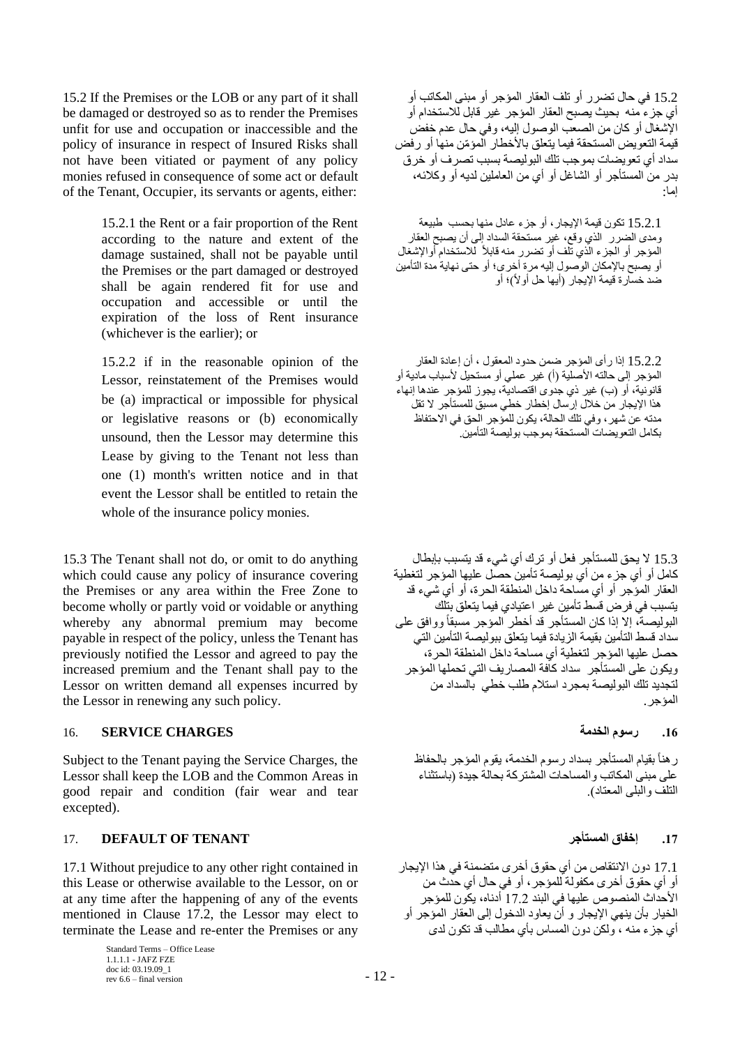15.2 If the Premises or the LOB or any part of it shall be damaged or destroyed so as to render the Premises unfit for use and occupation or inaccessible and the policy of insurance in respect of Insured Risks shall not have been vitiated or payment of any policy monies refused in consequence of some act or default of the Tenant, Occupier, its servants or agents, either:

15.2 في حال تضرر أو تلف العقار المؤجر أو مبنى المكاتب أو أي جزء منه بحيث يصبح العقار المؤجر غير قابل للاستخدام أو الإشغال أو كان من الصعب الوصول إليه، وفي حال عدم خفض قيمة التعويض المستحقة فيما يتعلق بالأخطار المؤمّن منها أو رفض سداد أي تعويضات بموجب تلك البوليصة بسبب تصرف أو خرق بدر من المستأجر أو الشاغل أو أي من العاملين لديه أو وكلائه، إما:

15.2.1 the Rent or a fair proportion of the Rent according to the nature and extent of the damage sustained, shall not be payable until the Premises or the part damaged or destroyed shall be again rendered fit for use and occupation and accessible or until the expiration of the loss of Rent insurance (whichever is the earlier); or

15.2.1 تكون قيمة الإيجار، أو جزء عادل منها بحسب طبيعة ومدى الضرر الذي وقع، غير مستحقة السداد إلى أن يصبح العقار المؤجر أو الجزء الذي تلف أو تضرر منه قابلاً للاستخدام أوالإشغال أو يصبح بالإمكان الوصول إليه مرة أخرى؛ أو حتى نهاية مدة التأمين ضد خسارة قيمة الإيجار (أيها حل أولاً)؛ أو

15.2.2 if in the reasonable opinion of the Lessor, reinstatement of the Premises would be (a) impractical or impossible for physical or legislative reasons or (b) economically unsound, then the Lessor may determine this Lease by giving to the Tenant not less than one (1) month's written notice and in that event the Lessor shall be entitled to retain the whole of the insurance policy monies.

15.2.2 إذا رأى المؤجر ضمن حدود المعقول ، أن إعادة العقار المؤجر إلى حالته الأصلية (أ) غير عملي أو مستحيل لأسباب مادية أو قانونية، أو (ب) غير ذي جدوى اقتصادية، يجوز للمؤجر عندها إنهاء هذا الإيجار من خلال إرسال إخطار خطي مسبق للمستأجر لا تقل مدته عن شهر، وفي تلك الحالة، يكون للمؤجر الحق في الاحتفاظ بكامل التعويضات المستحقة بموجب بوليصة التأمين.

15.3 The Tenant shall not do, or omit to do anything which could cause any policy of insurance covering the Premises or any area within the Free Zone to become wholly or partly void or voidable or anything whereby any abnormal premium may become payable in respect of the policy, unless the Tenant has previously notified the Lessor and agreed to pay the increased premium and the Tenant shall pay to the Lessor on written demand all expenses incurred by the Lessor in renewing any such policy.

15.3 لا يحق للمستأجر فعل أو ترك أي شيء قد يتسبب بإبطال كامل أو أي جزء من أي بوليصة تأمين حصل عليها المؤجر لتغطية العقار المؤجر أو أي مساحة داخل المنطقة الحرة، أو أي شيء قد يتسبب في فرض قسط تأمين غير اعتيادي فيما يتعلق بتلك البوليصة، إلا إذا كان المستأجر قد أخطر المؤجر مسبقاً ووافق على سداد قسط التأمين بقيمة الزيادة فيما يتعلق ببوليصة التأمين التي حصل عليها المؤجر لتغطية أي مساحة داخل المنطقة الحرة، ويكون على المستأجر سداد كافة المصاريف التي تحملها المؤجر لتجديد تلك البوليصة بمجرد استلام طلب خطي بالسداد من المؤجر.

## 16. SERVICE CHARGES

## 16. رسوم الخدمة

Subject to the Tenant paying the Service Charges, the Lessor shall keep the LOB and the Common Areas in good repair and condition (fair wear and tear excepted).

رهناً بقيام المستأجر بسداد رسوم الخدمة، يقوم المؤجر بالحفاظ على مبنى المكاتب والمساحات المشتركة بحالة جيدة (باستثناء التلف والبلى المعتاد).

## 17. DEFAULT OF TENANT

## 17. إخفاق المستأجر

17.1 Without prejudice to any other right contained in this Lease or otherwise available to the Lessor, on or at any time after the happening of any of the events mentioned in Clause 17.2, the Lessor may elect to terminate the Lease and re-enter the Premises or any

17.1 دون الانتقاص من أي حقوق أخرى متضمنة في هذا الإيجار أو أي حقوق أخرى مكفولة للمؤجر، أو في حال أي حدث من الأحداث المنصوص عليها في البند 17.2 أدناه، يكون للمؤجر الخيار بأن ينهي الإيجار و أن يعاود الدخول إلى العقار المؤجر أو أي جزء منه ، ولكن دون المساس بأي مطالب قد تكون لدى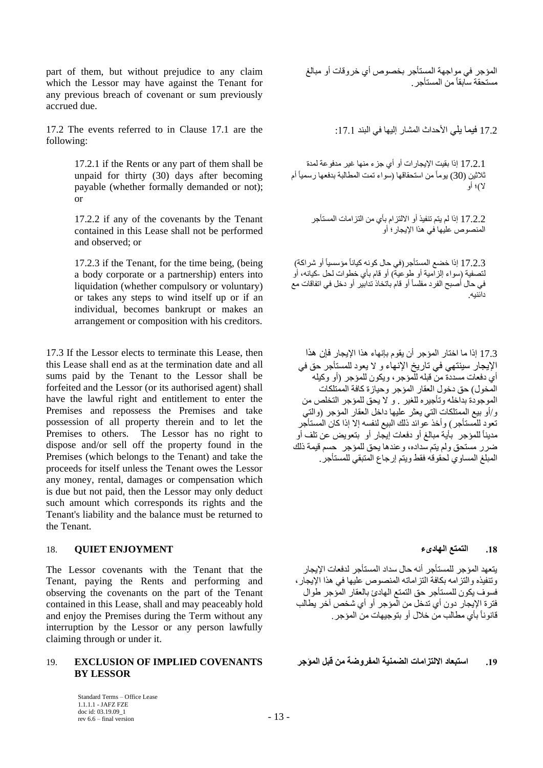part of them, but without prejudice to any claim which the Lessor may have against the Tenant for any previous breach of covenant or sum previously accrued due.

المؤجر في مواجهة المستأجر بخصوص أي خروقات أو مبالغ مستحقة سابقاً من المستأجر.

17.2 The events referred to in Clause 17.1 are the following:

17.2 فيما يلي الأحداث المشار إليها في البند 17.1:

17.2.1 if the Rents or any part of them shall be unpaid for thirty (30) days after becoming payable (whether formally demanded or not); or

17.2.1 إذا بقيت الإيجارات أو أي جزء منها غير مدفوعة لمدة ثلاثين (30) يوماً من استحقاقها (سواء تمت المطالبة بدفعها رسمياً أم لا)؛ أو

17.2.2 if any of the covenants by the Tenant contained in this Lease shall not be performed and observed; or

17.2.2 إذا لم يتم تنفيذ أو الالتزام بأي من التزامات المستأجر المنصوص عليها في هذا الإيجار؛ أو

17.2.3 if the Tenant, for the time being, (being a body corporate or a partnership) enters into liquidation (whether compulsory or voluntary) or takes any steps to wind itself up or if an individual, becomes bankrupt or makes an arrangement or composition with his creditors.

17.2.3 إذا خضع المستأجر (في حال كونه كياناً مؤسسياً أو شراكة) لتصفية (سواء إلزامية أو طوعية) أو قام بأي خطوات لحل كيانه، أو في حال أصبح الفرد مفلساً أو قام باتخاذ تدابير أو دخل في اتفاقات مع دائنيه.

17.3 If the Lessor elects to terminate this Lease, then this Lease shall end as at the termination date and all sums paid by the Tenant to the Lessor shall be forfeited and the Lessor (or its authorised agent) shall have the lawful right and entitlement to enter the Premises and repossess the Premises and take possession of all property therein and to let the Premises to others. The Lessor has no right to dispose and/or sell off the property found in the Premises (which belongs to the Tenant) and take the proceeds for itself unless the Tenant owes the Lessor any money, rental, damages or compensation which is due but not paid, then the Lessor may only deduct such amount which corresponds its rights and the Tenant's liability and the balance must be returned to the Tenant.

17.3 إذا ما اختار المؤجر أن يقوم بإنهاء هذا الإيجار فإن هذا الإيجار سينتهي في تاريخ الإنهاء و لا يعود للمستأجر حق في أي دفعات مسددة من قبله للمؤجر، ويكون للمؤجر (أو وكيله المخول) حق دخول العقار المؤجر وحيازة كافة الممتلكات الموجودة بداخله وتأجيره للغير . و لا يحق للمؤجر التخلص من و/أو بيع الممتلكات التي يعثر عليها داخل العقار المؤجر (والتي تعود للمستأجر) وأخذ عوائد ذلك البيع لنفسه إلا إذا كان المستأجر مديناً للمؤجر بأية مبالغ أو دفعات إيجار أو بتعويض عن تلف أو ضرر مستحق ولم يتم سداده، وعندها يحق للمؤجر حسم قيمة ذلك المبلغ المساوي لحقوقه فقط ويتم إرجاع المتبقي للمستأجر.

## 18. QUIET ENJOYMENT

## 18. التمتع الهادىء

The Lessor covenants with the Tenant that the Tenant, paying the Rents and performing and observing the covenants on the part of the Tenant contained in this Lease, shall and may peaceably hold and enjoy the Premises during the Term without any interruption by the Lessor or any person lawfully claiming through or under it.

يتعهد المؤجر للمستأجر أنه حال سداد المستأجر لدفعات الإيجار وتنفيذه والتزامه بكافة التزاماته المنصوص عليها في هذا الإيجار، فسوف يكون للمستأجر حق التمتع الهادئ بالعقار المؤجر طوال فترة الإيجار دون أي تدخل من المؤجر أو أي شخص آخر يطالب قانوناً بأي مطالب من خلال أو بتوجيهات من المؤجر.

## 19. EXCLUSION OF IMPLIED COVENANTS BY LESSOR

## 19. استبعاد الالتزامات الضمنية المفروضة من قبل المؤجر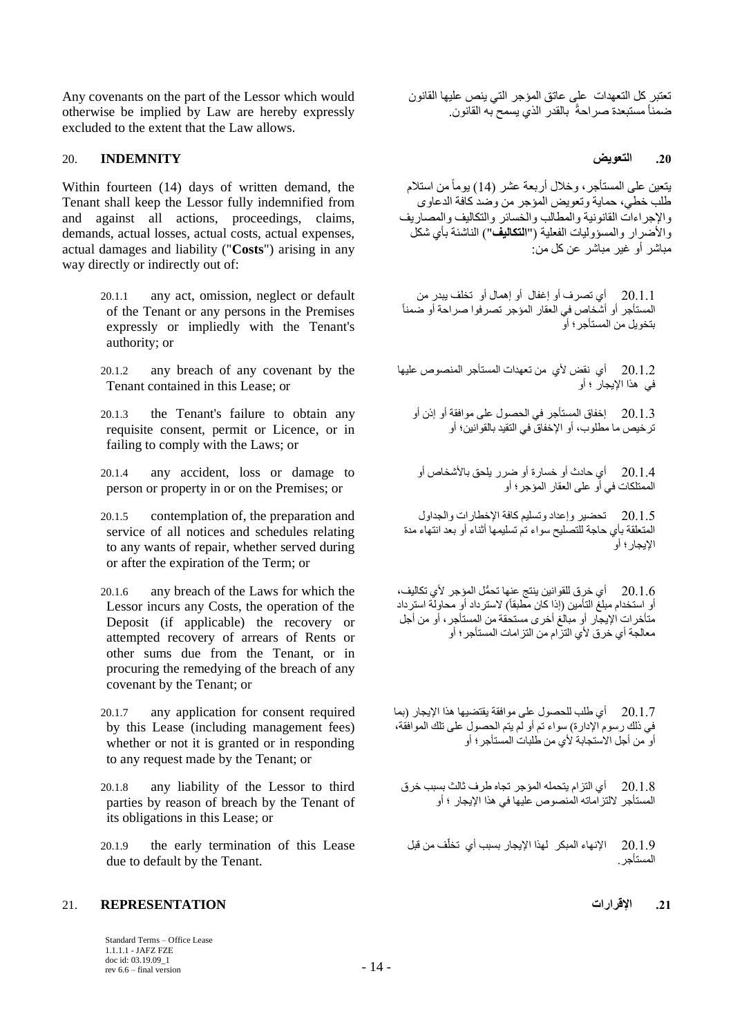Any covenants on the part of the Lessor which would otherwise be implied by Law are hereby expressly excluded to the extent that the Law allows.

تعتبر كل التعهدات على عاتق المؤجر التي ينص عليها القانون ضمناً مستبعدة صراحةً بالقدر الذي يسمح به القانون.

## 20. INDEMNITY

## .20 التعويض

Within fourteen (14) days of written demand, the Tenant shall keep the Lessor fully indemnified from and against all actions, proceedings, claims, demands, actual losses, actual costs, actual expenses, actual damages and liability ("**Costs**") arising in any way directly or indirectly out of:

يتعين على المستأجر، وخلال أربعة عشر (14) يوماً من استلام طلب خطي، حماية وتعويض المؤجر من وضد كافة الدعاوى والإجراءات القانونية والمطالب والخسائر والتكاليف والمصاريف والأضرار والمسؤوليات الفعلية ("**التكاليف**") الناشئة بأي شكل مباشر أو غير مباشر عن كل من:

20.1.1 any act, omission, neglect or default of the Tenant or any persons in the Premises expressly or impliedly with the Tenant's authority; or

20.1.1 أي تصرف أو إغفال أو إهمال أو تخلف يبدر من المستأجر أو أشخاص في العقار المؤجر تصرفوا صراحة أو ضمناً بتخويل من المستأجر؛ أو

20.1.2 any breach of any covenant by the Tenant contained in this Lease; or

20.1.2 أي نقض لأي من تعهدات المستأجر المنصوص عليها في هذا الإيجار ؛ أو

20.1.3 the Tenant's failure to obtain any requisite consent, permit or Licence, or in failing to comply with the Laws; or

20.1.3 إخفاق المستأجر في الحصول على موافقة أو إذن أو ترخيص ما مطلوب، أو الإخفاق في التقيد بالقوانين؛ أو

20.1.4 any accident, loss or damage to person or property in or on the Premises; or

20.1.4 أي حادث أو خسارة أو ضرر يلحق بالأشخاص أو الممتلكات في أو على العقار المؤجر؛ أو

20.1.5 contemplation of, the preparation and service of all notices and schedules relating to any wants of repair, whether served during or after the expiration of the Term; or

20.1.5 تحضير وإعداد وتسليم كافة الإخطارات والجداول المتعلقة بأي حاجة للتصليح سواء تم تسليمها أثناء أو بعد انتهاء مدة الإيجار؛ أو

20.1.6 any breach of the Laws for which the Lessor incurs any Costs, the operation of the Deposit (if applicable) the recovery or attempted recovery of arrears of Rents or other sums due from the Tenant, or in procuring the remedying of the breach of any covenant by the Tenant; or

20.1.6 أي خرق للقوانين ينتج عنها تحمُّل المؤجر لأي تكاليف، أو استخدام مبلغ التأمين (إذا كان مطبقاً) لاسترداد أو محاولة استرداد متأخرات الإيجار أو مبالغ أخرى مستحقة من المستأجر، أو من أجل معالجة أي خرق لأي التزام من التزامات المستأجر؛ أو

20.1.7 any application for consent required by this Lease (including management fees) whether or not it is granted or in responding to any request made by the Tenant; or

20.1.7 أي طلب للحصول على موافقة يقتضيها هذا الإيجار (بما في ذلك رسوم الإدارة) سواء تم أو لم يتم الحصول على تلك الموافقة، أو من أجل الاستجابة لأي من طلبات المستأجر؛ أو

20.1.8 any liability of the Lessor to third parties by reason of breach by the Tenant of its obligations in this Lease; or

20.1.8 أي التزام يتحمله المؤجر تجاه طرف ثالث بسبب خرق المستأجر لالتزاماته المنصوص عليها في هذا الإيجار ؛ أو

20.1.9 the early termination of this Lease due to default by the Tenant.

20.1.9 الإنهاء المبكر لهذا الإيجار بسبب أي تخلّف من قبل المستأجر.

## 21. REPRESENTATION

## .21 الإقرارات

Standard Terms – Office Lease
1.1.1.1 - JAFZ FZE
doc id: 03.19.09_1
rev 6.6 – final version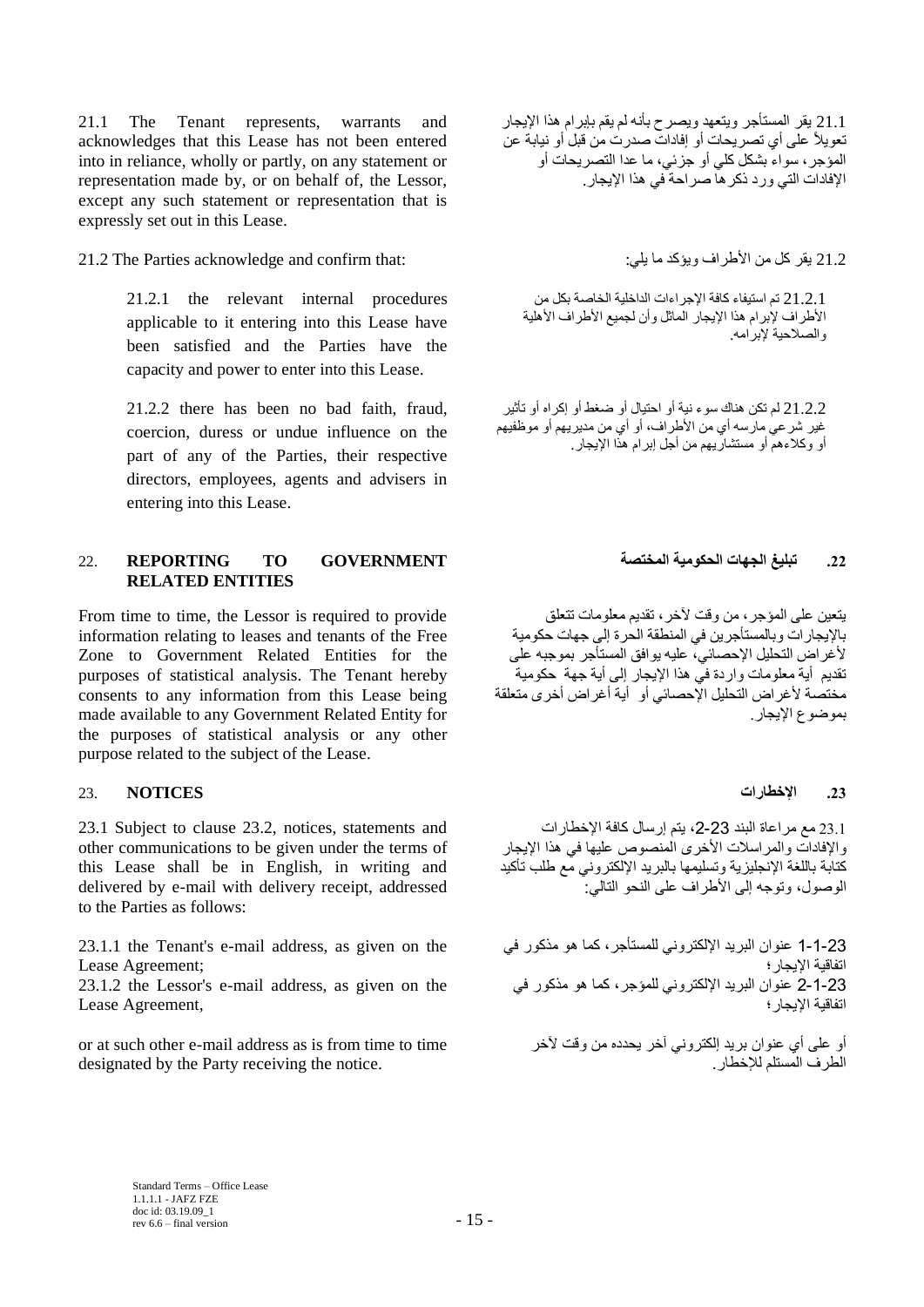21.1 The Tenant represents, warrants and acknowledges that this Lease has not been entered into in reliance, wholly or partly, on any statement or representation made by, or on behalf of, the Lessor, except any such statement or representation that is expressly set out in this Lease.

21.1 يقر المستأجر ويتعهد ويصرح بأنه لم يقم بإبرام هذا الإيجار تعويلاً على أي تصريحات أو إفادات صدرت من قبل أو نيابة عن المؤجر، سواء بشكل كلي أو جزئي، ما عدا التصريحات أو الإفادات التي ورد ذكرها صراحة في هذا الإيجار.

21.2 The Parties acknowledge and confirm that:

21.2 يقر كل من الأطراف ويؤكد ما يلي:

21.2.1 the relevant internal procedures applicable to it entering into this Lease have been satisfied and the Parties have the capacity and power to enter into this Lease.

21.2.1 تم استيفاء كافة الإجراءات الداخلية الخاصة بكل من الأطراف لإبرام هذا الإيجار الماثل وأن لجميع الأطراف الأهلية والصلاحية لإبرامه.

21.2.2 there has been no bad faith, fraud, coercion, duress or undue influence on the part of any of the Parties, their respective directors, employees, agents and advisers in entering into this Lease.

21.2.2 لم تكن هناك سوء نية أو احتيال أو ضغط أو إكراه أو تأثير غير شرعي مارسه أي من الأطراف، أو أي من مديريهم أو موظفيهم أو وكلاءهم أو مستشاريهم من أجل إبرام هذا الإيجار.

## 22. REPORTING TO GOVERNMENT RELATED ENTITIES

## 22. تبليغ الجهات الحكومية المختصة

From time to time, the Lessor is required to provide information relating to leases and tenants of the Free Zone to Government Related Entities for the purposes of statistical analysis. The Tenant hereby consents to any information from this Lease being made available to any Government Related Entity for the purposes of statistical analysis or any other purpose related to the subject of the Lease.

يتعين على المؤجر، من وقت لآخر، تقديم معلومات تتعلق بالإيجارات وبالمستأجرين في المنطقة الحرة إلى جهات حكومية لأغراض التحليل الإحصائي، عليه يوافق المستأجر بموجبه على تقديم أية معلومات واردة في هذا الإيجار إلى أية جهة حكومية مختصة لأغراض التحليل الإحصائي أو أية أغراض أخرى متعلقة بموضوع الإيجار.

## 23. NOTICES

## 23. الإخطارات

23.1 Subject to clause 23.2, notices, statements and other communications to be given under the terms of this Lease shall be in English, in writing and delivered by e-mail with delivery receipt, addressed to the Parties as follows:

23.1 مع مراعاة البند 23-2، يتم إرسال كافة الإخطارات والإفادات والمراسلات الأخرى المنصوص عليها في هذا الإيجار كتابة باللغة الإنجليزية وتسليمها بالبريد الإلكتروني مع طلب تأكيد الوصول، وتوجه إلى الأطراف على النحو التالي:

23.1.1 the Tenant's e-mail address, as given on the Lease Agreement;
23.1.2 the Lessor's e-mail address, as given on the Lease Agreement,

23-1-1 عنوان البريد الإلكتروني للمستأجر، كما هو مذكور في اتفاقية الإيجار؛
23-1-2 عنوان البريد الإلكتروني للمؤجر، كما هو مذكور في اتفاقية الإيجار؛

or at such other e-mail address as is from time to time designated by the Party receiving the notice.

أو على أي عنوان بريد إلكتروني آخر يحدده من وقت لآخر الطرف المستلم للإخطار.

Standard Terms – Office Lease
1.1.1.1 - JAFZ FZE
doc id: 03.19.09_1
rev 6.6 – final version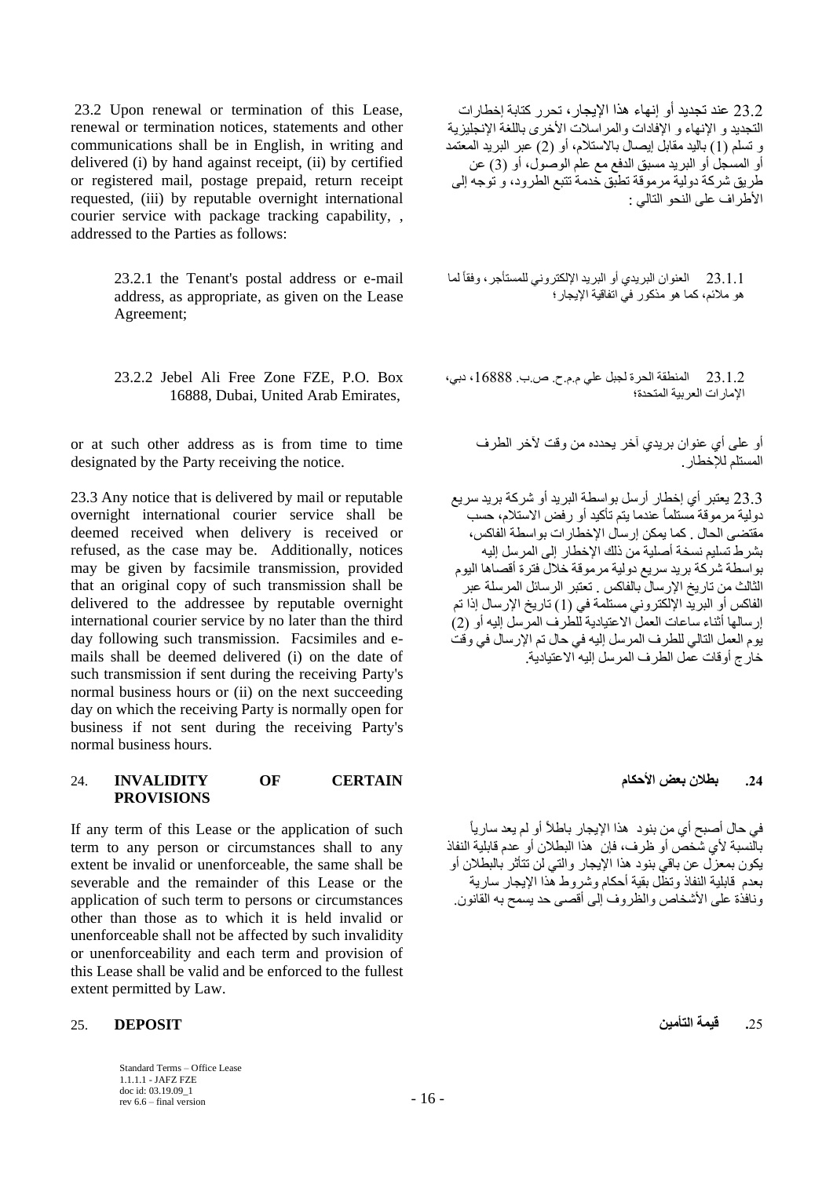23.2 Upon renewal or termination of this Lease, renewal or termination notices, statements and other communications shall be in English, in writing and delivered (i) by hand against receipt, (ii) by certified or registered mail, postage prepaid, return receipt requested, (iii) by reputable overnight international courier service with package tracking capability, , addressed to the Parties as follows:

23.2 عند تجديد أو إنهاء هذا الإيجار، تحرر كتابة إخطارات التجديد و الإنهاء و الإفادات والمراسلات الأخرى باللغة الإنجليزية و تسلم (1) باليد مقابل إيصال بالاستلام، أو (2) عبر البريد المعتمد أو المسجل أو البريد مسبق الدفع مع علم الوصول، أو (3) عن طريق شركة دولية مرموقة تطبق خدمة تتبع الطرود، و توجه إلى الأطراف على النحو التالي :

23.2.1 the Tenant's postal address or e-mail address, as appropriate, as given on the Lease Agreement;

23.1.1 العنوان البريدي أو البريد الإلكتروني للمستأجر، وفقاً لما هو ملائم، كما هو مذكور في اتفاقية الإيجار؛

23.2.2 Jebel Ali Free Zone FZE, P.O. Box 16888, Dubai, United Arab Emirates,

23.1.2 المنطقة الحرة لجبل علي م.م.ح. ص.ب. 16888، دبي، الإمارات العربية المتحدة؛

or at such other address as is from time to time designated by the Party receiving the notice.

أو على أي عنوان بريدي آخر يحدده من وقت لآخر الطرف المستلم للإخطار.

23.3 Any notice that is delivered by mail or reputable overnight international courier service shall be deemed received when delivery is received or refused, as the case may be. Additionally, notices may be given by facsimile transmission, provided that an original copy of such transmission shall be delivered to the addressee by reputable overnight international courier service by no later than the third day following such transmission. Facsimiles and e-mails shall be deemed delivered (i) on the date of such transmission if sent during the receiving Party's normal business hours or (ii) on the next succeeding day on which the receiving Party is normally open for business if not sent during the receiving Party's normal business hours.

23.3 يعتبر أي إخطار أرسل بواسطة البريد أو شركة بريد سريع دولية مرموقة مستلماً عندما يتم تأكيد أو رفض الاستلام، حسب مقتضى الحال. كما يمكن إرسال الإخطارات بواسطة الفاكس، بشرط تسليم نسخة أصلية من ذلك الإخطار إلى المرسل إليه بواسطة شركة بريد سريع دولية مرموقة خلال فترة أقصاها اليوم الثالث من تاريخ الإرسال بالفاكس. تعتبر الرسائل المرسلة عبر الفاكس و البريد الإلكتروني مستلمة في (1) تاريخ الإرسال إذا تم إرسالها أثناء ساعات العمل الاعتيادية للطرف المرسل إليه أو (2) يوم العمل التالي للطرف المرسل إليه في حال تم الإرسال في وقت خارج أوقات عمل الطرف المرسل إليه الاعتيادية.

## 24. INVALIDITY OF CERTAIN PROVISIONS

## 24. بطلان بعض الأحكام

If any term of this Lease or the application of such term to any person or circumstances shall to any extent be invalid or unenforceable, the same shall be severable and the remainder of this Lease or the application of such term to persons or circumstances other than those as to which it is held invalid or unenforceable shall not be affected by such invalidity or unenforceability and each term and provision of this Lease shall be valid and be enforced to the fullest extent permitted by Law.

في حال أصبح أي من بنود هذا الإيجار باطلاً أو لم يعد سارياً بالنسبة لأي شخص أو ظرف، فإن هذا البطلان أو عدم قابلية النفاذ يكون بمعزل عن باقي بنود هذا الإيجار والتي لن تتأثر بالبطلان أو بعدم قابلية النفاذ وتظل بقية أحكام وشروط هذا الإيجار سارية ونافذة على الأشخاص والظروف إلى أقصى حد يسمح به القانون.

## 25. DEPOSIT

## 25. قيمة التأمين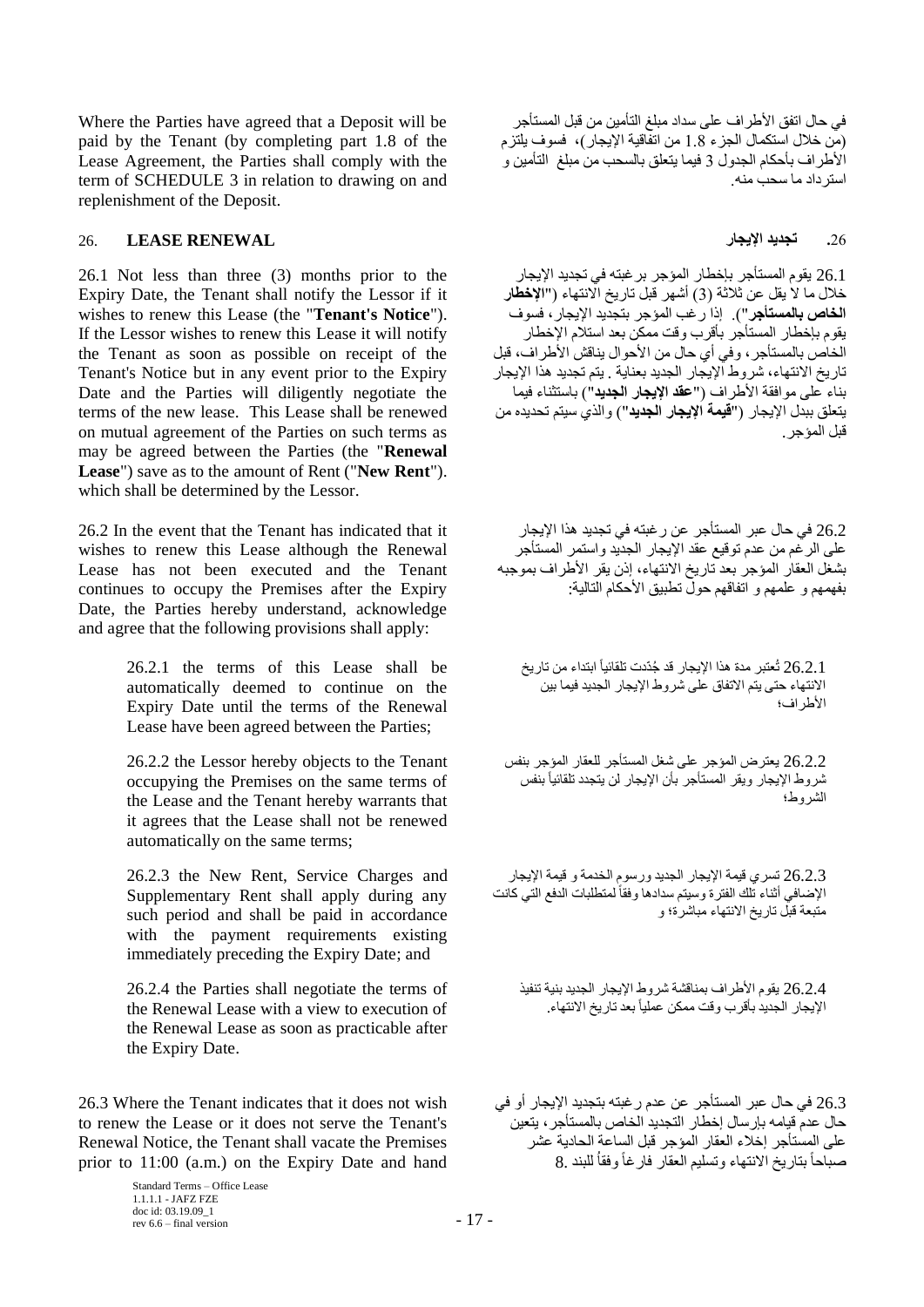Where the Parties have agreed that a Deposit will be paid by the Tenant (by completing part 1.8 of the Lease Agreement, the Parties shall comply with the term of SCHEDULE 3 in relation to drawing on and replenishment of the Deposit.

في حال اتفق الأطراف على سداد مبلغ التأمين من قبل المستأجر (من خلال استكمال الجزء 1.8 من اتفاقية الإيجار)، فسوف يلتزم الأطراف بأحكام الجدول 3 فيما يتعلق بالسحب من مبلغ التأمين و استرداد ما سحب منه.

## 26. LEASE RENEWAL

## 26. تجديد الإيجار

26.1 Not less than three (3) months prior to the Expiry Date, the Tenant shall notify the Lessor if it wishes to renew this Lease (the "**Tenant's Notice**"). If the Lessor wishes to renew this Lease it will notify the Tenant as soon as possible on receipt of the Tenant's Notice but in any event prior to the Expiry Date and the Parties will diligently negotiate the terms of the new lease. This Lease shall be renewed on mutual agreement of the Parties on such terms as may be agreed between the Parties (the "**Renewal Lease**") save as to the amount of Rent ("**New Rent**"). which shall be determined by the Lessor.

26.1 يقوم المستأجر بإخطار المؤجر برغبته في تجديد الإيجار خلال ما لا يقل عن ثلاثة (3) أشهر قبل تاريخ الانتهاء ("**الإخطار الخاص بالمستأجر**"). إذا رغب المؤجر بتجديد الإيجار، فسوف يقوم بإخطار المستأجر بأقرب وقت ممكن بعد استلام الإخطار الخاص بالمستأجر، وفي أي حال من الأحوال يناقش الأطراف، قبل تاريخ الانتهاء، شروط الإيجار الجديد بعناية. يتم تجديد هذا الإيجار بناء على موافقة الأطراف ("**عقد الإيجار الجديد**") باستثناء فيما يتعلق ببدل الإيجار ("**قيمة الإيجار الجديد**") والذي سيتم تحديده من قبل المؤجر.

26.2 In the event that the Tenant has indicated that it wishes to renew this Lease although the Renewal Lease has not been executed and the Tenant continues to occupy the Premises after the Expiry Date, the Parties hereby understand, acknowledge and agree that the following provisions shall apply:

26.2 في حال عبر المستأجر عن رغبته في تجديد هذا الإيجار على الرغم من عدم توقيع عقد الإيجار الجديد واستمر المستأجر بشغل العقار المؤجر بعد تاريخ الانتهاء، إذن يقر الأطراف بموجبه بفهمهم و علمهم و اتفاقهم حول تطبيق الأحكام التالية:

> 26.2.1 the terms of this Lease shall be automatically deemed to continue on the Expiry Date until the terms of the Renewal Lease have been agreed between the Parties;
>
> 26.2.1 تُعتبر مدة هذا الإيجار قد جُدّدت تلقائياً ابتداء من تاريخ الانتهاء حتى يتم الاتفاق على شروط الإيجار الجديد فيما بين الأطراف؛
>
> 26.2.2 the Lessor hereby objects to the Tenant occupying the Premises on the same terms of the Lease and the Tenant hereby warrants that it agrees that the Lease shall not be renewed automatically on the same terms;
>
> 26.2.2 يعترض المؤجر على شغل المستأجر للعقار المؤجر بنفس شروط الإيجار ويقر المستأجر بأن الإيجار لن يتجدد تلقائياً بنفس الشروط؛
>
> 26.2.3 the New Rent, Service Charges and Supplementary Rent shall apply during any such period and shall be paid in accordance with the payment requirements existing immediately preceding the Expiry Date; and
>
> 26.2.3 تسري قيمة الإيجار الجديد ورسوم الخدمة و قيمة الإيجار الإضافي أثناء تلك الفترة وسيتم سدادها وفقاً لمتطلبات الدفع التي كانت متبعة قبل تاريخ الانتهاء مباشرة؛ و
>
> 26.2.4 the Parties shall negotiate the terms of the Renewal Lease with a view to execution of the Renewal Lease as soon as practicable after the Expiry Date.
>
> 26.2.4 يقوم الأطراف بمناقشة شروط الإيجار الجديد بنية تنفيذ الإيجار الجديد بأقرب وقت ممكن عملياً بعد تاريخ الانتهاء.

26.3 Where the Tenant indicates that it does not wish to renew the Lease or it does not serve the Tenant's Renewal Notice, the Tenant shall vacate the Premises prior to 11:00 (a.m.) on the Expiry Date and hand

26.3 في حال عبر المستأجر عن عدم رغبته بتجديد الإيجار أو في حال عدم قيامه بإرسال إخطار التجديد الخاص بالمستأجر، يتعين على المستأجر إخلاء العقار المؤجر قبل الساعة الحادية عشر صباحاً بتاريخ الانتهاء وتسليم العقار فارغاً وفقاً للبند 8.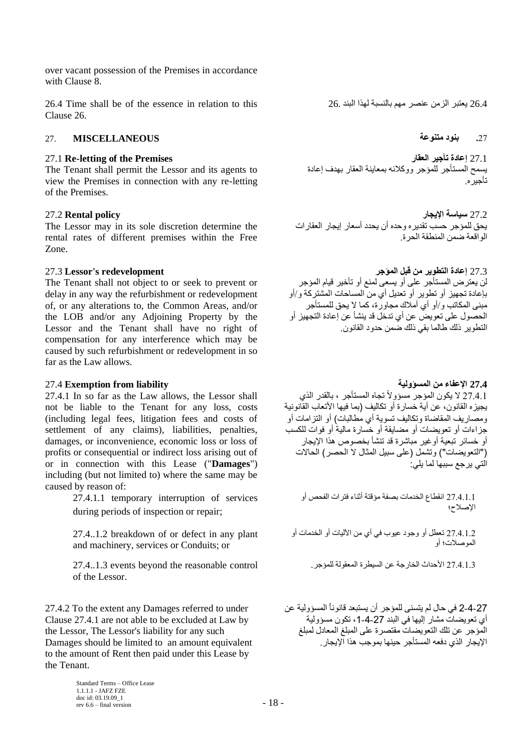over vacant possession of the Premises in accordance with Clause 8.

26.4 Time shall be of the essence in relation to this Clause 26.

26.4 يعتبر الزمن عنصر مهم بالنسبة لهذا البند 26.

## 27. MISCELLANEOUS

## 27. بنود متنوعة

27.1 **Re-letting of the Premises**
The Tenant shall permit the Lessor and its agents to view the Premises in connection with any re-letting of the Premises.

27.1 **إعادة تأجير العقار**
يسمح المستأجر للمؤجر ووكلائه بمعاينة العقار بهدف إعادة تأجيره.

27.2 **Rental policy**
The Lessor may in its sole discretion determine the rental rates of different premises within the Free Zone.

27.2 **سياسة الإيجار**
يحق للمؤجر حسب تقديره وحده أن يحدد أسعار إيجار العقارات الواقعة ضمن المنطقة الحرة.

27.3 **Lessor's redevelopment**
The Tenant shall not object to or seek to prevent or delay in any way the refurbishment or redevelopment of, or any alterations to, the Common Areas, and/or the LOB and/or any Adjoining Property by the Lessor and the Tenant shall have no right of compensation for any interference which may be caused by such refurbishment or redevelopment in so far as the Law allows.

27.3 **إعادة التطوير من قبل المؤجر**
لن يعترض المستأجر على أو يسعى لمنع أو تأخير قيام المؤجر بإعادة تجهيز أو تطوير أو تعديل أي من المساحات المشتركة و/أو مبنى المكاتب و/أو أي أملاك مجاورة، كما لا يحق للمستأجر الحصول على تعويض عن أي تدخل قد ينشأ عن إعادة التجهيز أو التطوير ذلك طالما بقي ذلك ضمن حدود القانون.

27.4 **Exemption from liability**
27.4.1 In so far as the Law allows, the Lessor shall not be liable to the Tenant for any loss, costs (including legal fees, litigation fees and costs of settlement of any claims), liabilities, penalties, damages, or inconvenience, economic loss or loss of profits or consequential or indirect loss arising out of or in connection with this Lease ("**Damages**") including (but not limited to) where the same may be caused by reason of:

> 27.4.1.1 temporary interruption of services during periods of inspection or repair;
>
> 27.4..1.2 breakdown of or defect in any plant and machinery, services or Conduits; or
>
> 27.4..1.3 events beyond the reasonable control of the Lessor.

**27.4 الاعفاء من المسؤولية**
27.4.1 لا يكون المؤجر مسؤولاً تجاه المستأجر ، بالقدر الذي يجيزه القانون، عن أية خسارة أو تكاليف (بما فيها الأتعاب القانونية ومصاريف المقاضاة وتكاليف تسوية أي مطالبات) أو التزامات أو جزاءات أو تعويضات أو مضايقة أو خسارة مالية أو فوات للكسب أو خسائر تبعية أوغير مباشرة قد تنشأ بخصوص هذا الإيجار ("التعويضات") وتشمل (على سبيل المثال لا الحصر) الحالات التي يرجع سببها لما يلي:

> 27.4.1.1 انقطاع الخدمات بصفة مؤقتة أثناء فترات الفحص أو الإصلاح؛
>
> 27.4.1.2 تعطل أو وجود عيوب في أي من الآليات أو الخدمات أو الموصلات؛ أو
>
> 27.4.1.3 الأحداث الخارجة عن السيطرة المعقولة للمؤجر.

27.4.2 To the extent any Damages referred to under Clause 27.4.1 are not able to be excluded at Law by the Lessor, The Lessor's liability for any such Damages should be limited to an amount equivalent to the amount of Rent then paid under this Lease by the Tenant.

27-4-2 في حال لم يتسنى للمؤجر أن يستبعد قانوناً المسؤولية عن أي تعويضات مشار إليها في البند 27-4-1، تكون مسؤولية المؤجر عن تلك التعويضات مقتصرة على المبلغ المعادل لمبلغ الإيجار الذي دفعه المستأجر حينها بموجب هذا الإيجار.

Standard Terms – Office Lease
1.1.1.1 - JAFZ FZE
doc id: 03.19.09_1
rev 6.6 – final version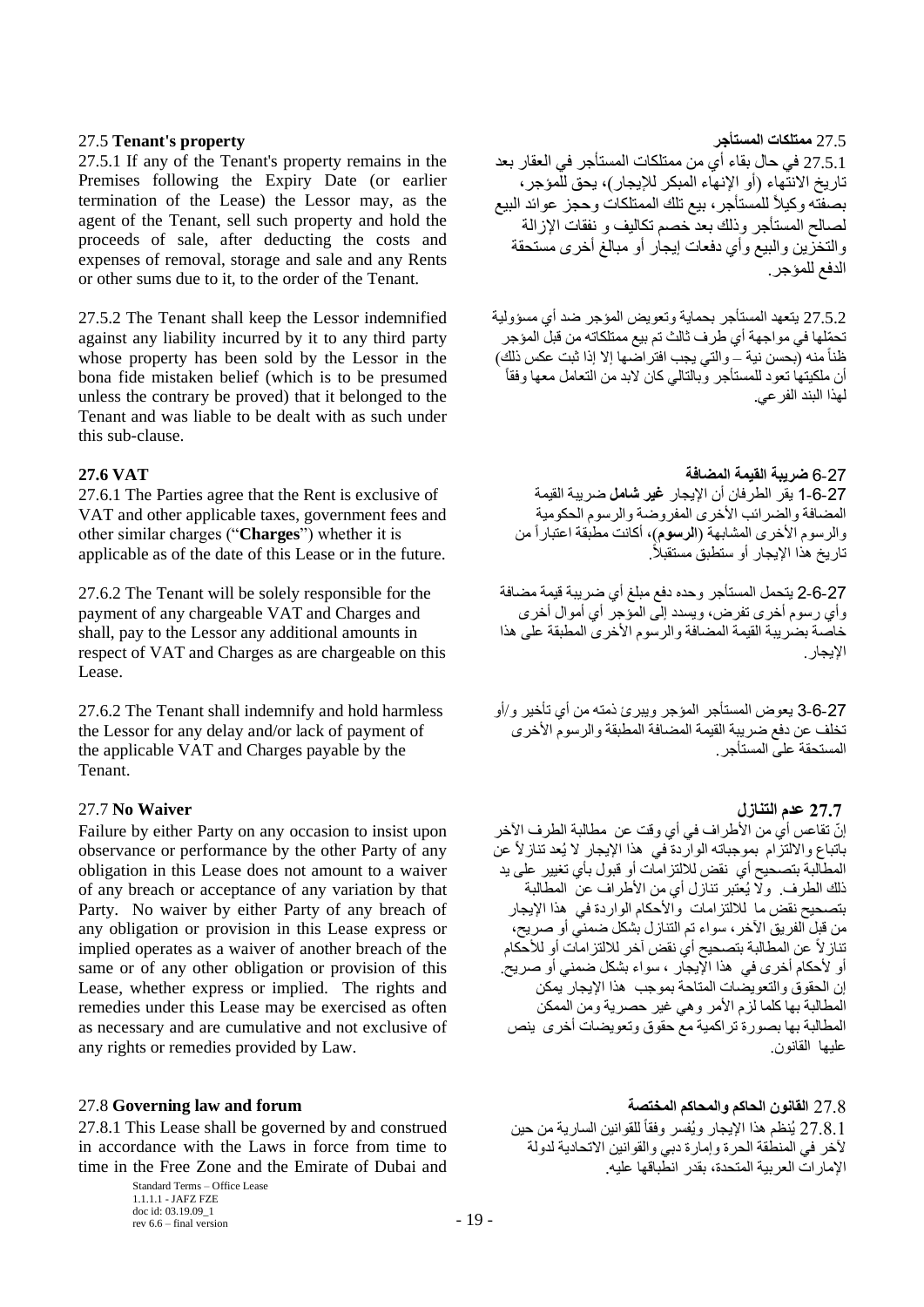27.5 **Tenant's property**

27.5.1 If any of the Tenant's property remains in the Premises following the Expiry Date (or earlier termination of the Lease) the Lessor may, as the agent of the Tenant, sell such property and hold the proceeds of sale, after deducting the costs and expenses of removal, storage and sale and any Rents or other sums due to it, to the order of the Tenant.

27.5 **ممتلكات المستأجر**

27.5.1 في حال بقاء أي من ممتلكات المستأجر في العقار بعد تاريخ الانتهاء (أو الإنهاء المبكر للإيجار)، يحق للمؤجر، بصفته وكيلاً للمستأجر، بيع تلك الممتلكات وحجز عوائد البيع لصالح المستأجر وذلك بعد خصم تكاليف و نفقات الإزالة والتخزين والبيع وأي دفعات إيجار أو مبالغ أخرى مستحقة الدفع للمؤجر.

27.5.2 The Tenant shall keep the Lessor indemnified against any liability incurred by it to any third party whose property has been sold by the Lessor in the bona fide mistaken belief (which is to be presumed unless the contrary be proved) that it belonged to the Tenant and was liable to be dealt with as such under this sub-clause.

27.5.2 يتعهد المستأجر بحماية وتعويض المؤجر ضد أي مسؤولية تحمّلها في مواجهة أي طرف ثالث تم بيع ممتلكاته من قبل المؤجر ظناً منه (بحسن نية – والتي يجب افتراضها إلا إذا ثبت عكس ذلك) أن ملكيتها تعود للمستأجر وبالتالي كان لابد من التعامل معها وفقاً لهذا البند الفرعي.

**27.6 VAT**

27.6.1 The Parties agree that the Rent is exclusive of VAT and other applicable taxes, government fees and other similar charges ("**Charges**") whether it is applicable as of the date of this Lease or in the future.

27-6 **ضريبة القيمة المضافة**

27-6-1 يقر الطرفان أن الإيجار **غير شامل** ضريبة القيمة المضافة والضرائب الأخرى المفروضة والرسوم الحكومية والرسوم الأخرى المشابهة (**الرسوم**)، أكانت مطبقة اعتباراً من تاريخ هذا الإيجار أو ستطبق مستقبلاً.

27.6.2 The Tenant will be solely responsible for the payment of any chargeable VAT and Charges and shall, pay to the Lessor any additional amounts in respect of VAT and Charges as are chargeable on this Lease.

27-6-2 يتحمل المستأجر وحده دفع مبلغ أي ضريبة قيمة مضافة وأي رسوم أخرى تفرض، ويسدد إلى المؤجر أي أموال أخرى خاصة بضريبة القيمة المضافة والرسوم الأخرى المطبقة على هذا الإيجار.

27.6.2 The Tenant shall indemnify and hold harmless the Lessor for any delay and/or lack of payment of the applicable VAT and Charges payable by the Tenant.

27-6-3 يعوض المستأجر المؤجر ويبرئ ذمته من أي تأخير و/أو تخلف عن دفع ضريبة القيمة المضافة المطبقة والرسوم الأخرى المستحقة على المستأجر.

27.7 **No Waiver**

Failure by either Party on any occasion to insist upon observance or performance by the other Party of any obligation in this Lease does not amount to a waiver of any breach or acceptance of any variation by that Party. No waiver by either Party of any breach of any obligation or provision in this Lease express or implied operates as a waiver of another breach of the same or of any other obligation or provision of this Lease, whether express or implied. The rights and remedies under this Lease may be exercised as often as necessary and are cumulative and not exclusive of any rights or remedies provided by Law.

**27.7 عدم التنازل**

إنّ تقاعس أي من الأطراف في أي وقت عن مطالبة الطرف الآخر باتباع والالتزام بموجباته الواردة في هذا الإيجار لا يُعد تنازلاً عن المطالبة بتصحيح أي نقض للالتزامات أو قبول بأي تغيير على يد ذلك الطرف. ولا يُعتبر تنازل أي من الأطراف عن المطالبة بتصحيح نقض ما للالتزامات والأحكام الواردة في هذا الإيجار من قبل الفريق الآخر، سواء تم التنازل بشكل ضمني أو صريح، تنازلاً عن المطالبة بتصحيح أي نقض آخر للالتزامات أو للأحكام أو لأحكام أخرى في هذا الإيجار ، سواء بشكل ضمني أو صريح. إن الحقوق والتعويضات المتاحة بموجب هذا الإيجار يمكن المطالبة بها كلما لزم الأمر وهي غير حصرية ومن الممكن المطالبة بها بصورة تراكمية مع حقوق وتعويضات أخرى ينص عليها القانون.

27.8 **Governing law and forum**

27.8.1 This Lease shall be governed by and construed in accordance with the Laws in force from time to time in the Free Zone and the Emirate of Dubai and

27.8 **القانون الحاكم والمحاكم المختصة**

27.8.1 يُنظم هذا الإيجار ويُفسر وفقاً للقوانين السارية من حين لآخر في المنطقة الحرة وإمارة دبي والقوانين الاتحادية لدولة الإمارات العربية المتحدة، بقدر انطباقها عليه.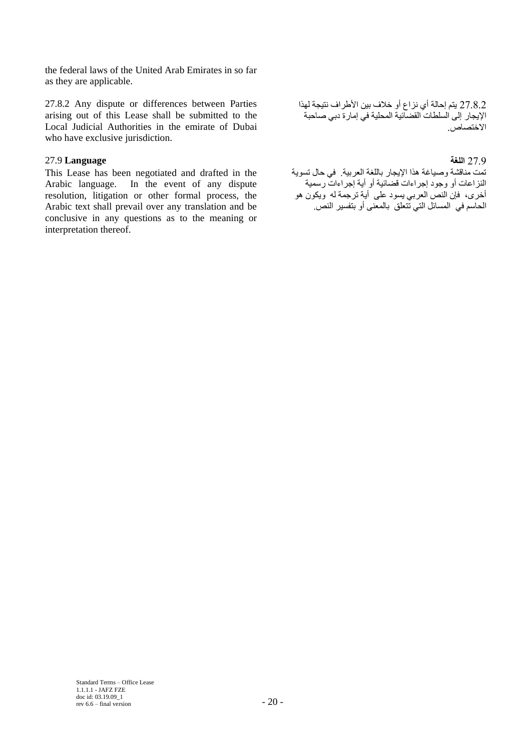the federal laws of the United Arab Emirates in so far as they are applicable.

27.8.2 Any dispute or differences between Parties arising out of this Lease shall be submitted to the Local Judicial Authorities in the emirate of Dubai who have exclusive jurisdiction.

27.8.2 يتم إحالة أي نزاع أو خلاف بين الأطراف نتيجة لهذا الإيجار إلى السلطات القضائية المحلية في إمارة دبي صاحبة الاختصاص.

27.9 **Language**

This Lease has been negotiated and drafted in the Arabic language. In the event of any dispute resolution, litigation or other formal process, the Arabic text shall prevail over any translation and be conclusive in any questions as to the meaning or interpretation thereof.

27.9 **اللغة**

تمت مناقشة وصياغة هذا الإيجار باللغة العربية. في حال تسوية النزاعات أو وجود إجراءات قضائية أو أية إجراءات رسمية أخرى، فإن النص العربي يسود على أية ترجمة له ويكون هو الحاسم في المسائل التي تتعلق بالمعنى أو بتفسير النص.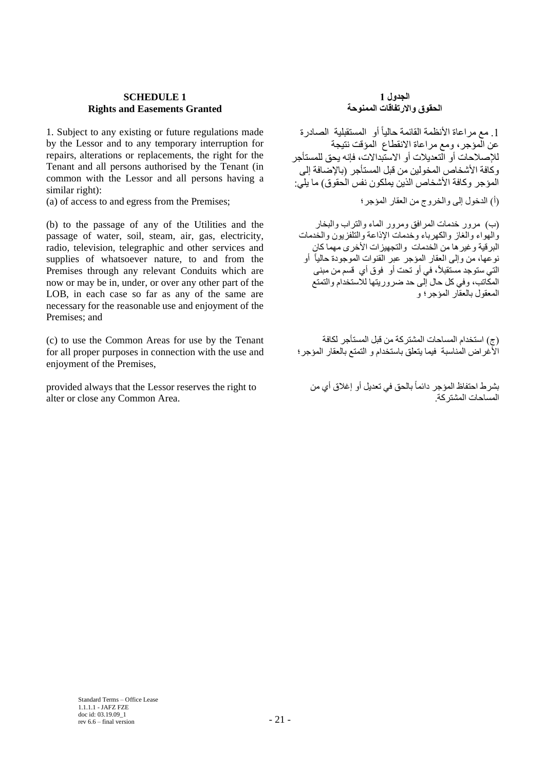**SCHEDULE 1**
**Rights and Easements Granted**

**الجدول 1**
**الحقوق والارتفاقات الممنوحة**

1. Subject to any existing or future regulations made by the Lessor and to any temporary interruption for repairs, alterations or replacements, the right for the Tenant and all persons authorised by the Tenant (in common with the Lessor and all persons having a similar right):

1. مع مراعاة الأنظمة القائمة حالياً أو المستقبلية الصادرة عن المؤجر، ومع مراعاة الانقطاع المؤقت نتيجة للإصلاحات أو التعديلات أو الاستبدالات، فإنه يحق للمستأجر وكافة الأشخاص المخولين من قبل المستأجر (بالإضافة إلى المؤجر وكافة الأشخاص الذين يملكون نفس الحقوق) ما يلي:

(a) of access to and egress from the Premises;

(أ) الدخول إلى والخروج من العقار المؤجر؛

(b) to the passage of any of the Utilities and the passage of water, soil, steam, air, gas, electricity, radio, television, telegraphic and other services and supplies of whatsoever nature, to and from the Premises through any relevant Conduits which are now or may be in, under, or over any other part of the LOB, in each case so far as any of the same are necessary for the reasonable use and enjoyment of the Premises; and

(ب) مرور خدمات المرافق ومرور الماء والتراب والبخار والهواء والغاز والكهرباء وخدمات الإذاعة والتلفزيون والخدمات البرقية وغيرها من الخدمات والتجهيزات الأخرى مهما كان نوعها، من وإلى العقار المؤجر عبر القنوات الموجودة حالياً أو التي ستوجد مستقبلاً، في أو تحت أو فوق أي قسم من مبنى المكاتب، وفي كل حال إلى حد ضروريتها للاستخدام والتمتع المعقول بالعقار المؤجر؛ و

(c) to use the Common Areas for use by the Tenant for all proper purposes in connection with the use and enjoyment of the Premises,

(ج) استخدام المساحات المشتركة من قبل المستأجر لكافة الأغراض المناسبة فيما يتعلق باستخدام و التمتع بالعقار المؤجر؛

provided always that the Lessor reserves the right to alter or close any Common Area.

بشرط احتفاظ المؤجر دائماً بالحق في تعديل أو إغلاق أي من المساحات المشتركة.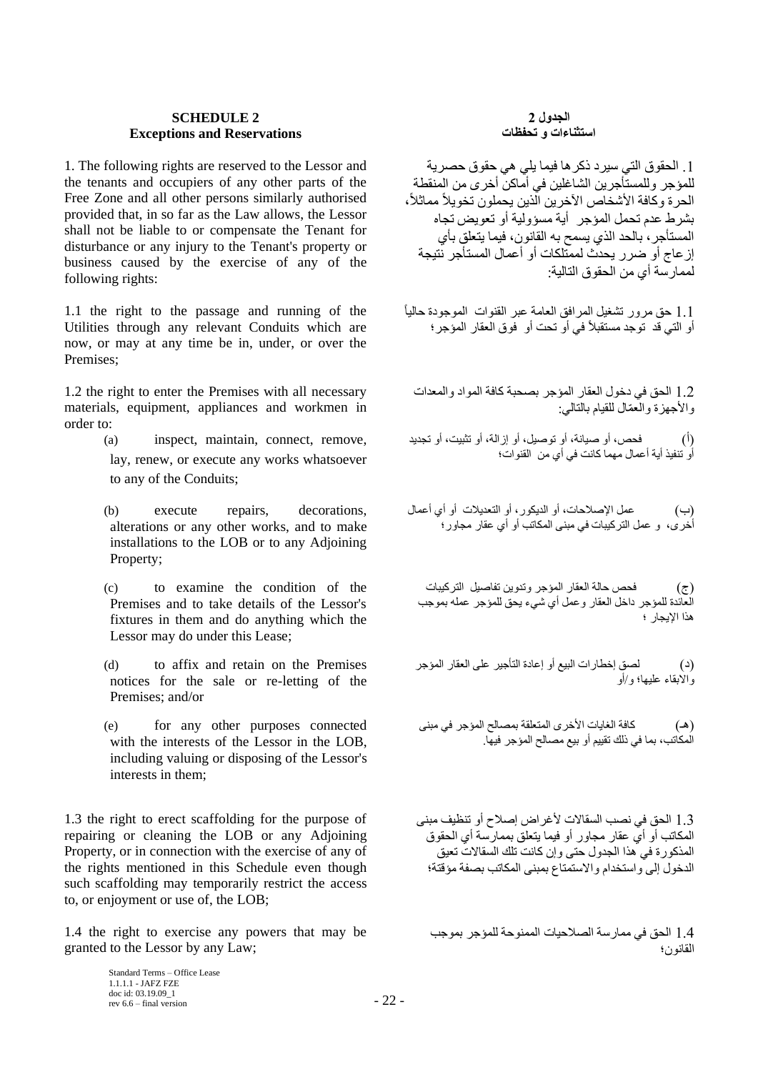## SCHEDULE 2
## Exceptions and Reservations

## الجدول 2
## استثناءات و تحفظات

1. The following rights are reserved to the Lessor and the tenants and occupiers of any other parts of the Free Zone and all other persons similarly authorised provided that, in so far as the Law allows, the Lessor shall not be liable to or compensate the Tenant for disturbance or any injury to the Tenant's property or business caused by the exercise of any of the following rights:

1. الحقوق التي سيرد ذكرها فيما يلي هي حقوق حصرية للمؤجر وللمستأجرين الشاغلين في أماكن أخرى من المنطقة الحرة وكافة الأشخاص الآخرين الذين يحملون تخويلاً مماثلاً، بشرط عدم تحمل المؤجر أية مسؤولية أو تعويض تجاه المستأجر، بالحد الذي يسمح به القانون، فيما يتعلق بأي إزعاج أو ضرر يحدث لممتلكات أو أعمال المستأجر نتيجة لممارسة أي من الحقوق التالية:

1.1 the right to the passage and running of the Utilities through any relevant Conduits which are now, or may at any time be in, under, or over the Premises;

1.1 حق مرور تشغيل المرافق العامة عبر القنوات الموجودة حالياً أو التي قد توجد مستقبلاً في أو تحت أو فوق العقار المؤجر؛

1.2 the right to enter the Premises with all necessary materials, equipment, appliances and workmen in order to:

1.2 الحق في دخول العقار المؤجر بصحبة كافة المواد والمعدات والأجهزة والعمّال للقيام بالتالي:

(a) inspect, maintain, connect, remove, lay, renew, or execute any works whatsoever to any of the Conduits;

(أ) فحص، أو صيانة، أو توصيل، أو إزالة، أو تثبيت، أو تجديد أو تنفيذ أية أعمال مهما كانت في أي من القنوات؛

(b) execute repairs, decorations, alterations or any other works, and to make installations to the LOB or to any Adjoining Property;

(ب) عمل الإصلاحات، أو الديكور، أو التعديلات أو أي أعمال أخرى، و عمل التركيبات في مبنى المكاتب أو أي عقار مجاور؛

(c) to examine the condition of the Premises and to take details of the Lessor's fixtures in them and do anything which the Lessor may do under this Lease;

(ج) فحص حالة العقار المؤجر وتدوين تفاصيل التركيبات العائدة للمؤجر داخل العقار وعمل أي شيء يحق للمؤجر عمله بموجب هذا الإيجار ؛

(d) to affix and retain on the Premises notices for the sale or re-letting of the Premises; and/or

(د) لصق إخطارات البيع أو إعادة التأجير على العقار المؤجر والابقاء عليها؛ و/أو

(e) for any other purposes connected with the interests of the Lessor in the LOB, including valuing or disposing of the Lessor's interests in them;

(هـ) كافة الغايات الأخرى المتعلقة بمصالح المؤجر في مبنى المكاتب، بما في ذلك تقييم أو بيع مصالح المؤجر فيها.

1.3 the right to erect scaffolding for the purpose of repairing or cleaning the LOB or any Adjoining Property, or in connection with the exercise of any of the rights mentioned in this Schedule even though such scaffolding may temporarily restrict the access to, or enjoyment or use of, the LOB;

1.3 الحق في نصب السقالات لأغراض إصلاح أو تنظيف مبنى المكاتب أو أي عقار مجاور أو فيما يتعلق بممارسة أي الحقوق المذكورة في هذا الجدول حتى وإن كانت تلك السقالات تعيق الدخول إلى واستخدام والاستمتاع بمبنى المكاتب بصفة مؤقتة؛

1.4 the right to exercise any powers that may be granted to the Lessor by any Law;

1.4 الحق في ممارسة الصلاحيات الممنوحة للمؤجر بموجب القانون؛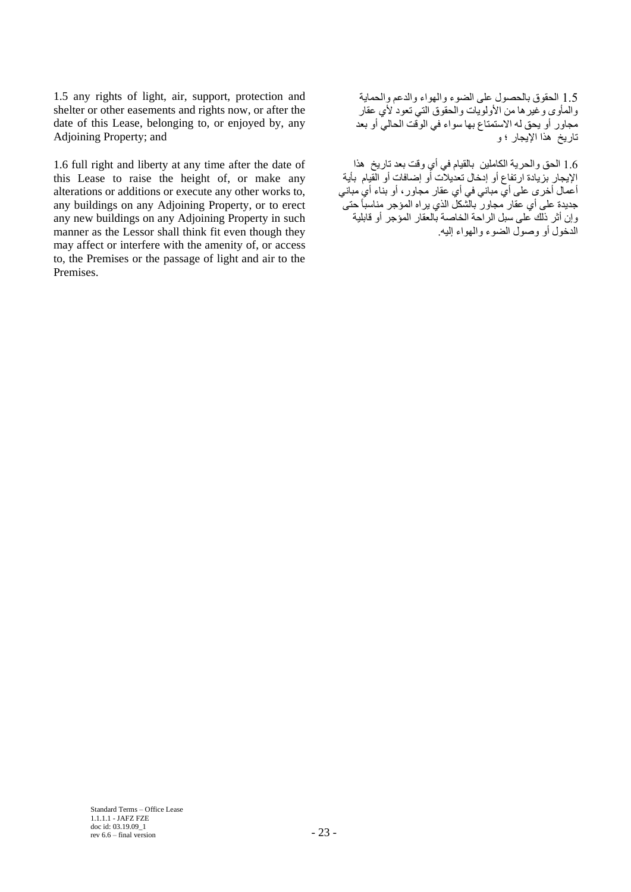1.5 any rights of light, air, support, protection and shelter or other easements and rights now, or after the date of this Lease, belonging to, or enjoyed by, any Adjoining Property; and

1.5 الحقوق بالحصول على الضوء والهواء والدعم والحماية والمأوى وغيرها من الأولويات والحقوق التي تعود لأي عقار مجاور أو يحق له الاستمتاع بها سواء في الوقت الحالي أو بعد تاريخ هذا الإيجار ؛ و

1.6 full right and liberty at any time after the date of this Lease to raise the height of, or make any alterations or additions or execute any other works to, any buildings on any Adjoining Property, or to erect any new buildings on any Adjoining Property in such manner as the Lessor shall think fit even though they may affect or interfere with the amenity of, or access to, the Premises or the passage of light and air to the Premises.

1.6 الحق والحرية الكاملين بالقيام في أي وقت بعد تاريخ هذا الإيجار بزيادة ارتفاع أو إدخال تعديلات أو إضافات أو القيام بأية أعمال أخرى على أي مباني في أي عقار مجاور، أو بناء أي مباني جديدة على أي عقار مجاور بالشكل الذي يراه المؤجر مناسباً حتى وإن أثر ذلك على سبل الراحة الخاصة بالعقار المؤجر أو قابلية الدخول أو وصول الضوء والهواء إليه.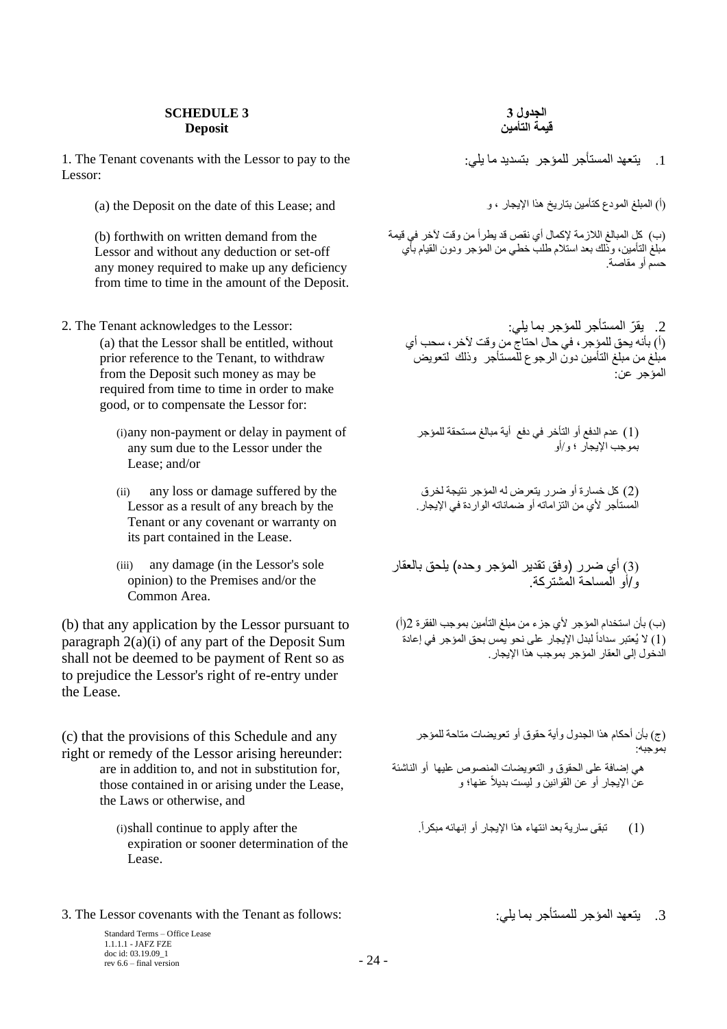**SCHEDULE 3**
**Deposit**

**الجدول 3**
**قيمة التأمين**

1. The Tenant covenants with the Lessor to pay to the Lessor:

1. يتعهد المستأجر للمؤجر بتسديد ما يلي:

(a) the Deposit on the date of this Lease; and

(أ) المبلغ المودع كتأمين بتاريخ هذا الإيجار ، و

(b) forthwith on written demand from the Lessor and without any deduction or set-off any money required to make up any deficiency from time to time in the amount of the Deposit.

(ب) كل المبالغ اللازمة لإكمال أي نقص قد يطرأ من وقت لآخر في قيمة مبلغ التأمين، وذلك بعد استلام طلب خطي من المؤجر ودون القيام بأي حسم أو مقاصة.

2. The Tenant acknowledges to the Lessor:

2. يقرّ المستأجر للمؤجر بما يلي:

(a) that the Lessor shall be entitled, without prior reference to the Tenant, to withdraw from the Deposit such money as may be required from time to time in order to make good, or to compensate the Lessor for:

(أ) بأنه يحق للمؤجر، في حال احتاج من وقت لآخر، سحب أي مبلغ من مبلغ التأمين دون الرجوع للمستأجر وذلك لتعويض المؤجر عن:

(i) any non-payment or delay in payment of any sum due to the Lessor under the Lease; and/or

(1) عدم الدفع أو التأخر في دفع أية مبالغ مستحقة للمؤجر بموجب الإيجار ؛ و/أو

(ii) any loss or damage suffered by the Lessor as a result of any breach by the Tenant or any covenant or warranty on its part contained in the Lease.

(2) كل خسارة أو ضرر يتعرض له المؤجر نتيجة لخرق المستأجر لأي من التزاماته أو ضماناته الواردة في الإيجار.

(iii) any damage (in the Lessor's sole opinion) to the Premises and/or the Common Area.

(3) أي ضرر (وفق تقدير المؤجر وحده) يلحق بالعقار و/أو المساحة المشتركة.

(b) that any application by the Lessor pursuant to paragraph 2(a)(i) of any part of the Deposit Sum shall not be deemed to be payment of Rent so as to prejudice the Lessor's right of re-entry under the Lease.

(ب) بأن استخدام المؤجر لأي جزء من مبلغ التأمين بموجب الفقرة 2(أ) (1) لا يُعتبر سداداً لبدل الإيجار على نحو يمس بحق المؤجر في إعادة الدخول إلى العقار المؤجر بموجب هذا الإيجار.

(c) that the provisions of this Schedule and any right or remedy of the Lessor arising hereunder: are in addition to, and not in substitution for, those contained in or arising under the Lease, the Laws or otherwise, and

(ج) بأن أحكام هذا الجدول وأية حقوق أو تعويضات متاحة للمؤجر بموجبه:
هي إضافة على الحقوق و التعويضات المنصوص عليها أو الناشئة عن الإيجار أو عن القوانين و ليست بديلاً عنها؛ و

(i) shall continue to apply after the expiration or sooner determination of the Lease.

(1) تبقى سارية بعد انتهاء هذا الإيجار أو إنهائه مبكراً.

3. The Lessor covenants with the Tenant as follows:

3. يتعهد المؤجر للمستأجر بما يلي: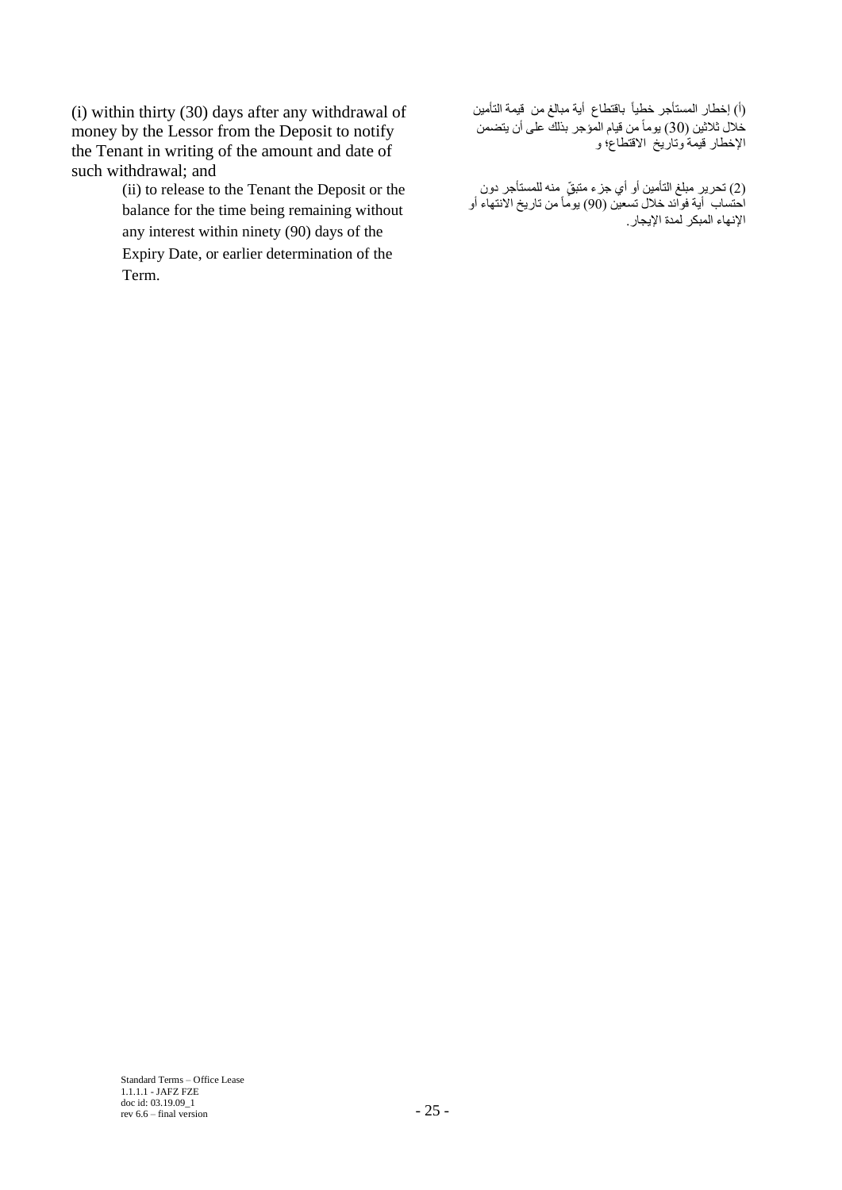(i) within thirty (30) days after any withdrawal of money by the Lessor from the Deposit to notify the Tenant in writing of the amount and date of such withdrawal; and

(ii) to release to the Tenant the Deposit or the balance for the time being remaining without any interest within ninety (90) days of the Expiry Date, or earlier determination of the Term.

(أ) إخطار المستأجر خطياً باقتطاع أية مبالغ من قيمة التأمين خلال ثلاثين (30) يوماً من قيام المؤجر بذلك على أن يتضمن الإخطار قيمة وتاريخ الاقتطاع؛ و

(2) تحرير مبلغ التأمين أو أي جزء متبقّ منه للمستأجر دون احتساب أية فوائد خلال تسعين (90) يوماً من تاريخ الانتهاء أو الإنهاء المبكر لمدة الإيجار.